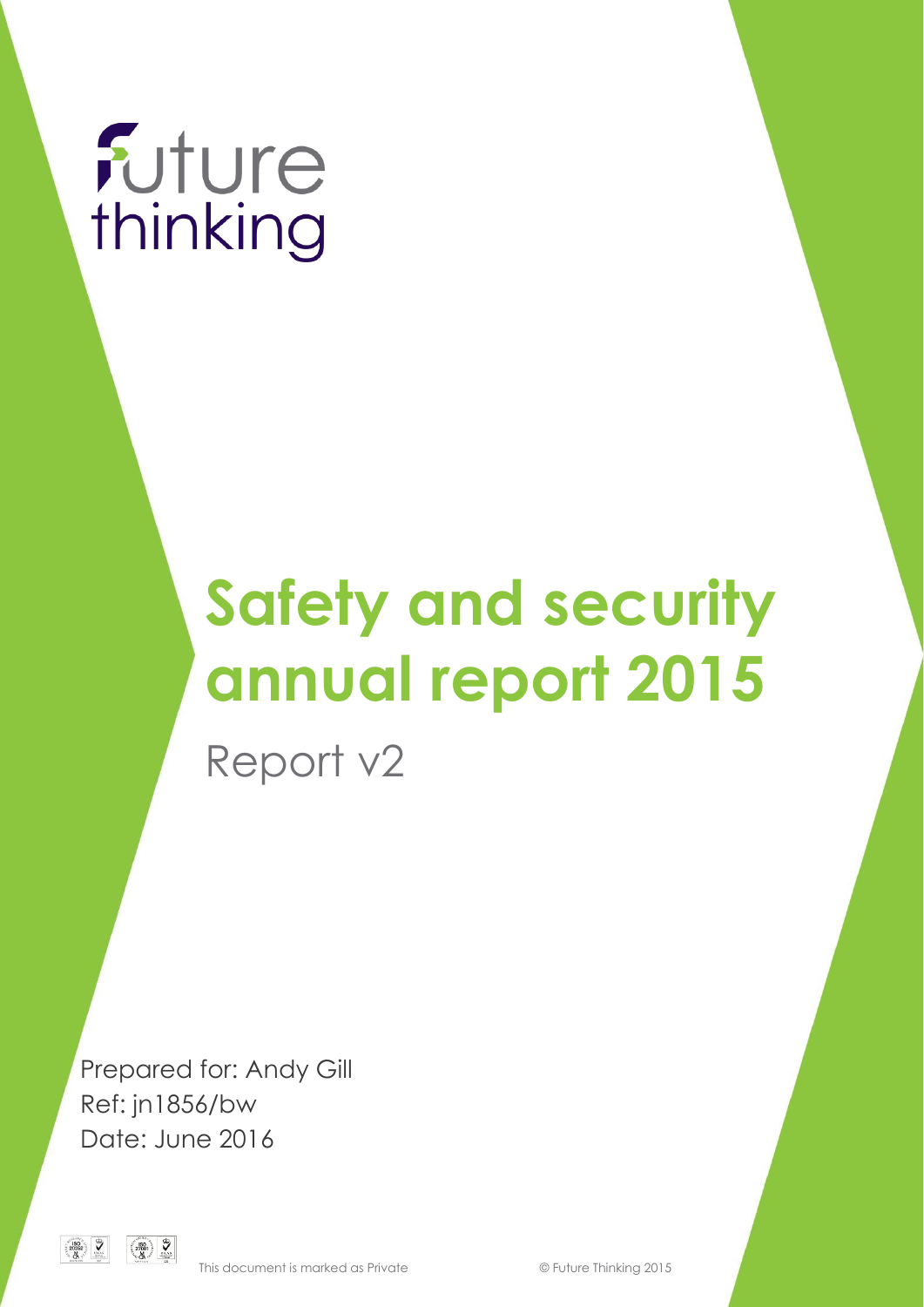future thinking

# Safety and security annual report 2015

Report v2

Prepared for: Andy Gill
Ref: jn1856/bw
Date: June 2016

This document is marked as Private

© Future Thinking 2015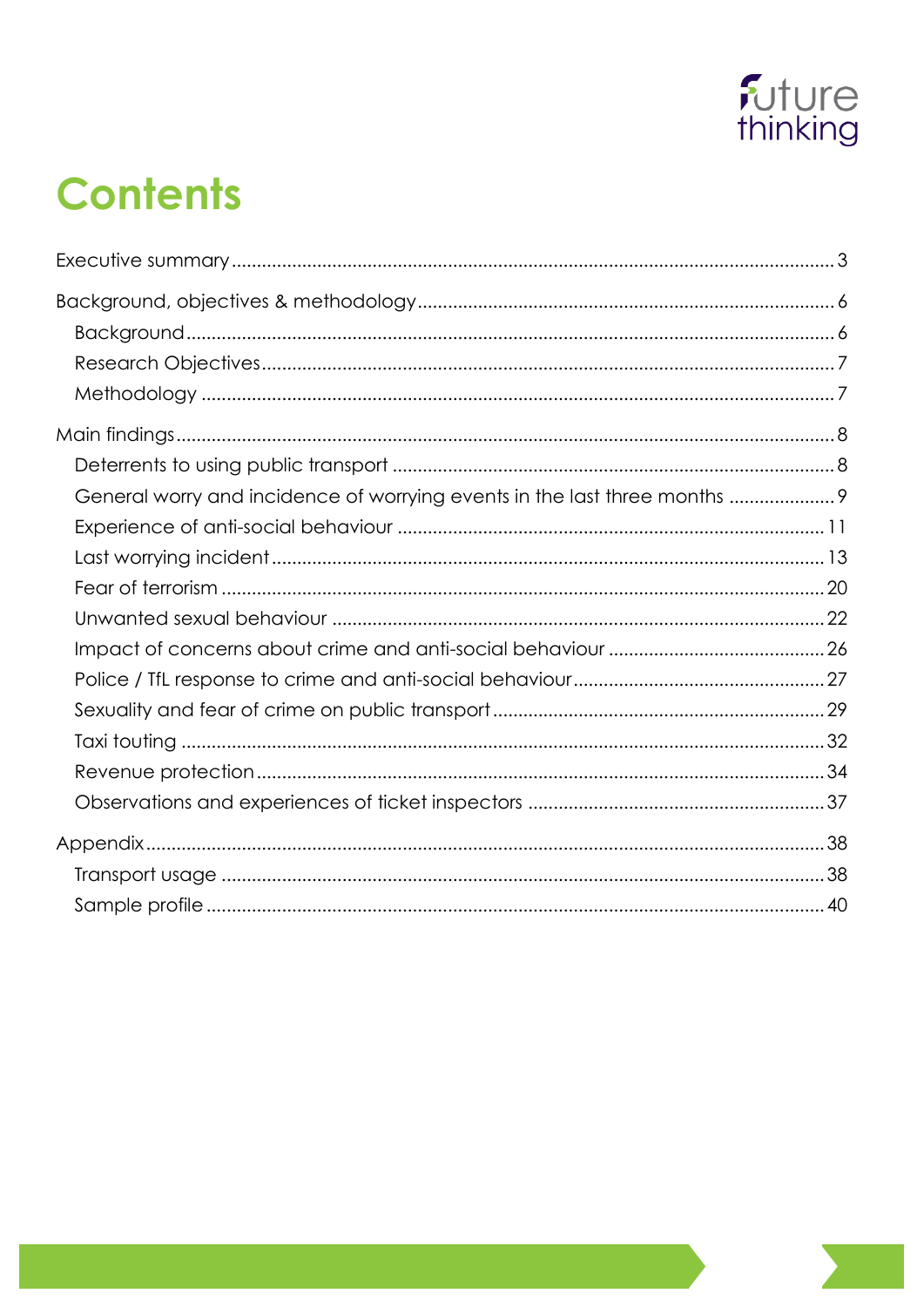# Contents

Executive summary ..... 3

Background, objectives & methodology ..... 6

- Background ..... 6
- Research Objectives ..... 7
- Methodology ..... 7

Main findings ..... 8

- Deterrents to using public transport ..... 8
- General worry and incidence of worrying events in the last three months ..... 9
- Experience of anti-social behaviour ..... 11
- Last worrying incident ..... 13
- Fear of terrorism ..... 20
- Unwanted sexual behaviour ..... 22
- Impact of concerns about crime and anti-social behaviour ..... 26
- Police / TfL response to crime and anti-social behaviour ..... 27
- Sexuality and fear of crime on public transport ..... 29
- Taxi touting ..... 32
- Revenue protection ..... 34
- Observations and experiences of ticket inspectors ..... 37

Appendix ..... 38

- Transport usage ..... 38
- Sample profile ..... 40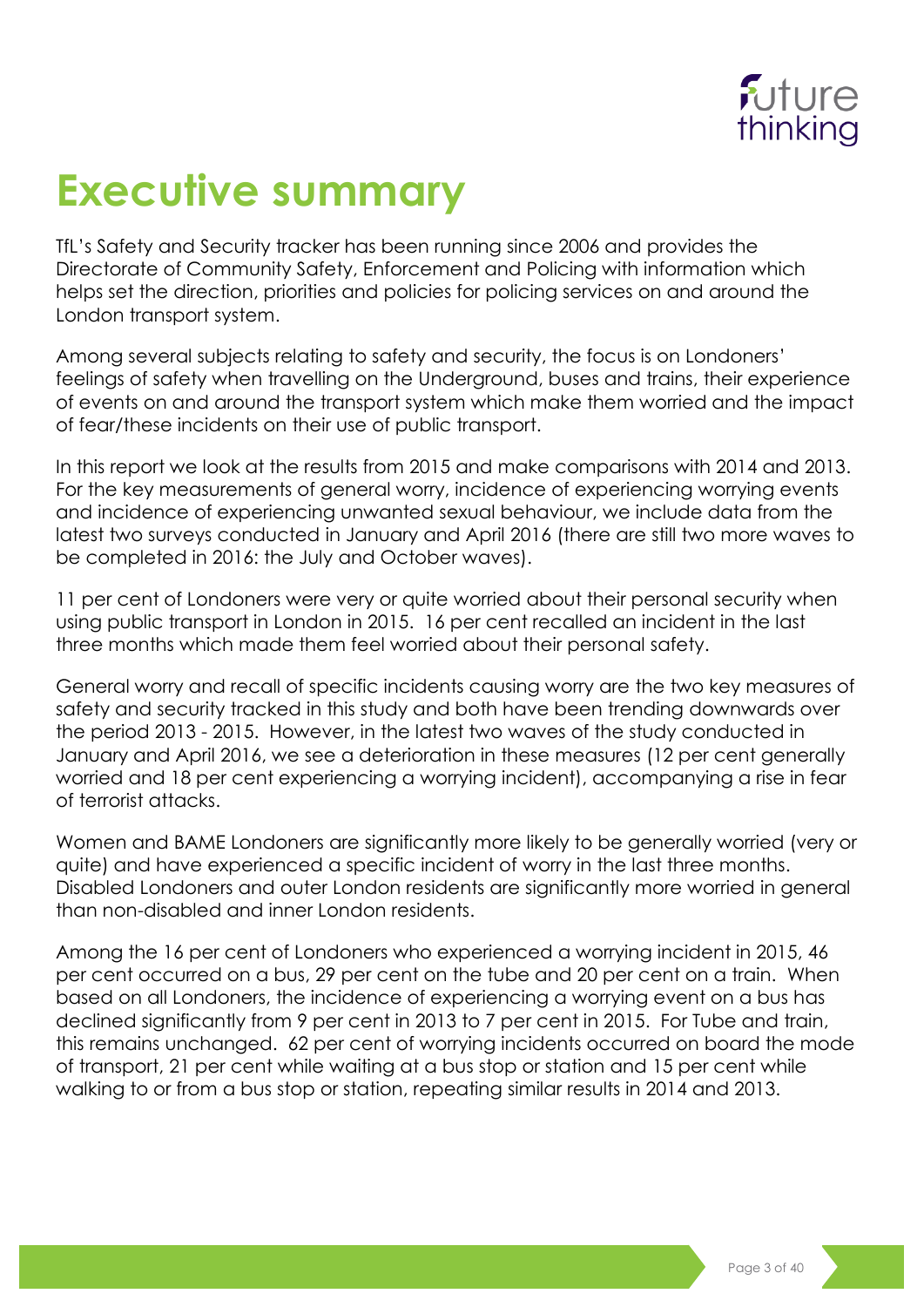# Executive summary

TfL's Safety and Security tracker has been running since 2006 and provides the Directorate of Community Safety, Enforcement and Policing with information which helps set the direction, priorities and policies for policing services on and around the London transport system.

Among several subjects relating to safety and security, the focus is on Londoners' feelings of safety when travelling on the Underground, buses and trains, their experience of events on and around the transport system which make them worried and the impact of fear/these incidents on their use of public transport.

In this report we look at the results from 2015 and make comparisons with 2014 and 2013. For the key measurements of general worry, incidence of experiencing worrying events and incidence of experiencing unwanted sexual behaviour, we include data from the latest two surveys conducted in January and April 2016 (there are still two more waves to be completed in 2016: the July and October waves).

11 per cent of Londoners were very or quite worried about their personal security when using public transport in London in 2015. 16 per cent recalled an incident in the last three months which made them feel worried about their personal safety.

General worry and recall of specific incidents causing worry are the two key measures of safety and security tracked in this study and both have been trending downwards over the period 2013 - 2015. However, in the latest two waves of the study conducted in January and April 2016, we see a deterioration in these measures (12 per cent generally worried and 18 per cent experiencing a worrying incident), accompanying a rise in fear of terrorist attacks.

Women and BAME Londoners are significantly more likely to be generally worried (very or quite) and have experienced a specific incident of worry in the last three months. Disabled Londoners and outer London residents are significantly more worried in general than non-disabled and inner London residents.

Among the 16 per cent of Londoners who experienced a worrying incident in 2015, 46 per cent occurred on a bus, 29 per cent on the tube and 20 per cent on a train. When based on all Londoners, the incidence of experiencing a worrying event on a bus has declined significantly from 9 per cent in 2013 to 7 per cent in 2015. For Tube and train, this remains unchanged. 62 per cent of worrying incidents occurred on board the mode of transport, 21 per cent while waiting at a bus stop or station and 15 per cent while walking to or from a bus stop or station, repeating similar results in 2014 and 2013.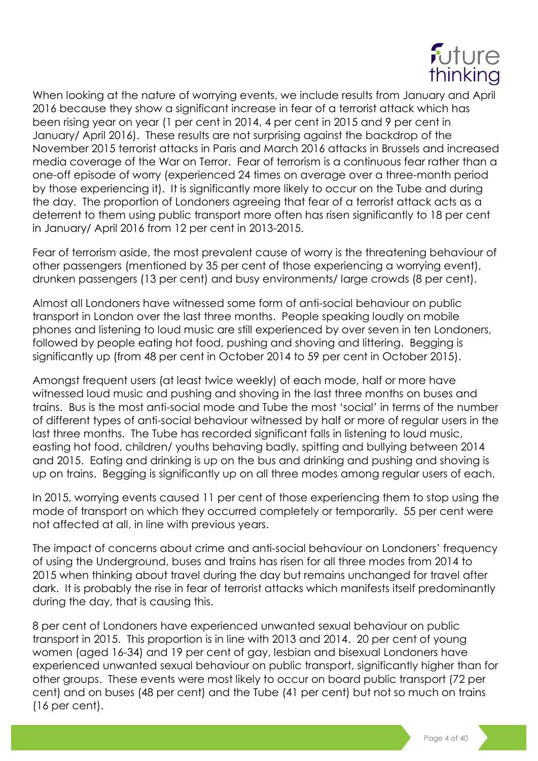When looking at the nature of worrying events, we include results from January and April 2016 because they show a significant increase in fear of a terrorist attack which has been rising year on year (1 per cent in 2014, 4 per cent in 2015 and 9 per cent in January/ April 2016). These results are not surprising against the backdrop of the November 2015 terrorist attacks in Paris and March 2016 attacks in Brussels and increased media coverage of the War on Terror. Fear of terrorism is a continuous fear rather than a one-off episode of worry (experienced 24 times on average over a three-month period by those experiencing it). It is significantly more likely to occur on the Tube and during the day. The proportion of Londoners agreeing that fear of a terrorist attack acts as a deterrent to them using public transport more often has risen significantly to 18 per cent in January/ April 2016 from 12 per cent in 2013-2015.

Fear of terrorism aside, the most prevalent cause of worry is the threatening behaviour of other passengers (mentioned by 35 per cent of those experiencing a worrying event), drunken passengers (13 per cent) and busy environments/ large crowds (8 per cent).

Almost all Londoners have witnessed some form of anti-social behaviour on public transport in London over the last three months. People speaking loudly on mobile phones and listening to loud music are still experienced by over seven in ten Londoners, followed by people eating hot food, pushing and shoving and littering. Begging is significantly up (from 48 per cent in October 2014 to 59 per cent in October 2015).

Amongst frequent users (at least twice weekly) of each mode, half or more have witnessed loud music and pushing and shoving in the last three months on buses and trains. Bus is the most anti-social mode and Tube the most 'social' in terms of the number of different types of anti-social behaviour witnessed by half or more of regular users in the last three months. The Tube has recorded significant falls in listening to loud music, easting hot food, children/ youths behaving badly, spitting and bullying between 2014 and 2015. Eating and drinking is up on the bus and drinking and pushing and shoving is up on trains. Begging is significantly up on all three modes among regular users of each.

In 2015, worrying events caused 11 per cent of those experiencing them to stop using the mode of transport on which they occurred completely or temporarily. 55 per cent were not affected at all, in line with previous years.

The impact of concerns about crime and anti-social behaviour on Londoners' frequency of using the Underground, buses and trains has risen for all three modes from 2014 to 2015 when thinking about travel during the day but remains unchanged for travel after dark. It is probably the rise in fear of terrorist attacks which manifests itself predominantly during the day, that is causing this.

8 per cent of Londoners have experienced unwanted sexual behaviour on public transport in 2015. This proportion is in line with 2013 and 2014. 20 per cent of young women (aged 16-34) and 19 per cent of gay, lesbian and bisexual Londoners have experienced unwanted sexual behaviour on public transport, significantly higher than for other groups. These events were most likely to occur on board public transport (72 per cent) and on buses (48 per cent) and the Tube (41 per cent) but not so much on trains (16 per cent).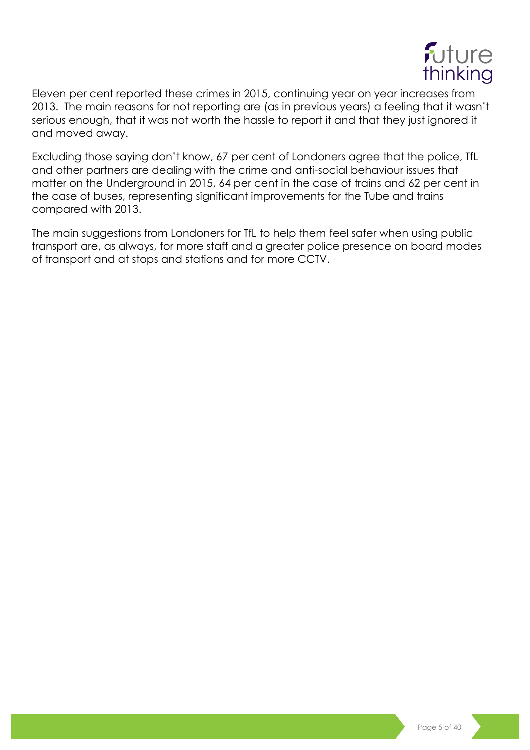Eleven per cent reported these crimes in 2015, continuing year on year increases from 2013. The main reasons for not reporting are (as in previous years) a feeling that it wasn't serious enough, that it was not worth the hassle to report it and that they just ignored it and moved away.

Excluding those saying don't know, 67 per cent of Londoners agree that the police, TfL and other partners are dealing with the crime and anti-social behaviour issues that matter on the Underground in 2015, 64 per cent in the case of trains and 62 per cent in the case of buses, representing significant improvements for the Tube and trains compared with 2013.

The main suggestions from Londoners for TfL to help them feel safer when using public transport are, as always, for more staff and a greater police presence on board modes of transport and at stops and stations and for more CCTV.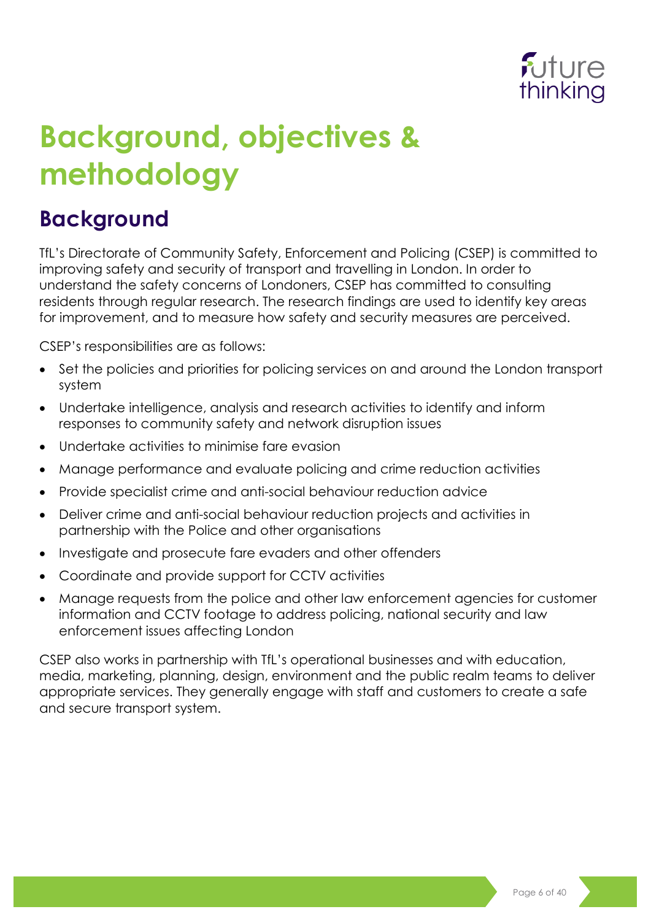# Background, objectives & methodology

## Background

TfL's Directorate of Community Safety, Enforcement and Policing (CSEP) is committed to improving safety and security of transport and travelling in London. In order to understand the safety concerns of Londoners, CSEP has committed to consulting residents through regular research. The research findings are used to identify key areas for improvement, and to measure how safety and security measures are perceived.

CSEP's responsibilities are as follows:

- Set the policies and priorities for policing services on and around the London transport system
- Undertake intelligence, analysis and research activities to identify and inform responses to community safety and network disruption issues
- Undertake activities to minimise fare evasion
- Manage performance and evaluate policing and crime reduction activities
- Provide specialist crime and anti-social behaviour reduction advice
- Deliver crime and anti-social behaviour reduction projects and activities in partnership with the Police and other organisations
- Investigate and prosecute fare evaders and other offenders
- Coordinate and provide support for CCTV activities
- Manage requests from the police and other law enforcement agencies for customer information and CCTV footage to address policing, national security and law enforcement issues affecting London

CSEP also works in partnership with TfL's operational businesses and with education, media, marketing, planning, design, environment and the public realm teams to deliver appropriate services. They generally engage with staff and customers to create a safe and secure transport system.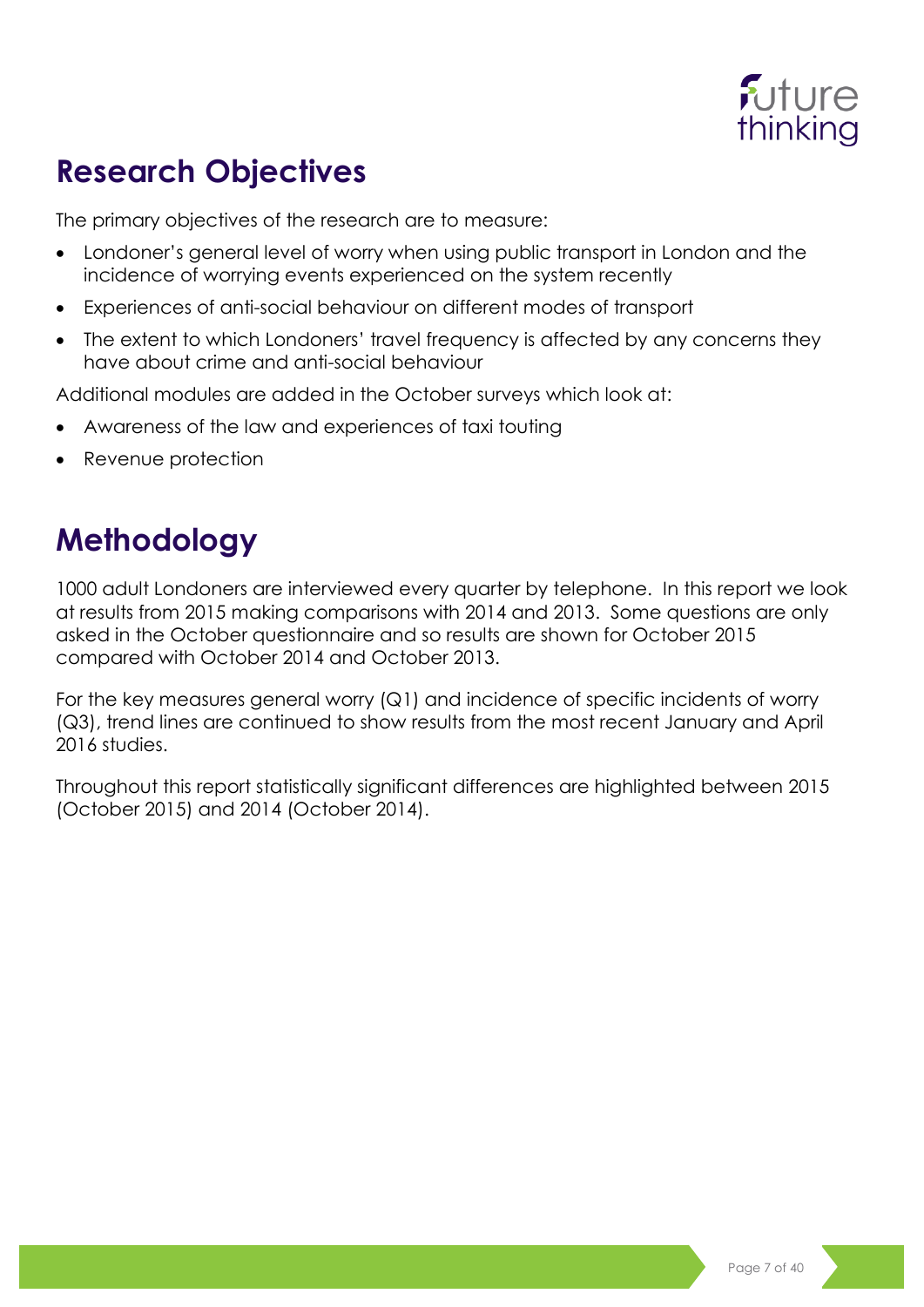## Research Objectives

The primary objectives of the research are to measure:

- Londoner's general level of worry when using public transport in London and the incidence of worrying events experienced on the system recently
- Experiences of anti-social behaviour on different modes of transport
- The extent to which Londoners' travel frequency is affected by any concerns they have about crime and anti-social behaviour

Additional modules are added in the October surveys which look at:

- Awareness of the law and experiences of taxi touting
- Revenue protection

## Methodology

1000 adult Londoners are interviewed every quarter by telephone. In this report we look at results from 2015 making comparisons with 2014 and 2013. Some questions are only asked in the October questionnaire and so results are shown for October 2015 compared with October 2014 and October 2013.

For the key measures general worry (Q1) and incidence of specific incidents of worry (Q3), trend lines are continued to show results from the most recent January and April 2016 studies.

Throughout this report statistically significant differences are highlighted between 2015 (October 2015) and 2014 (October 2014).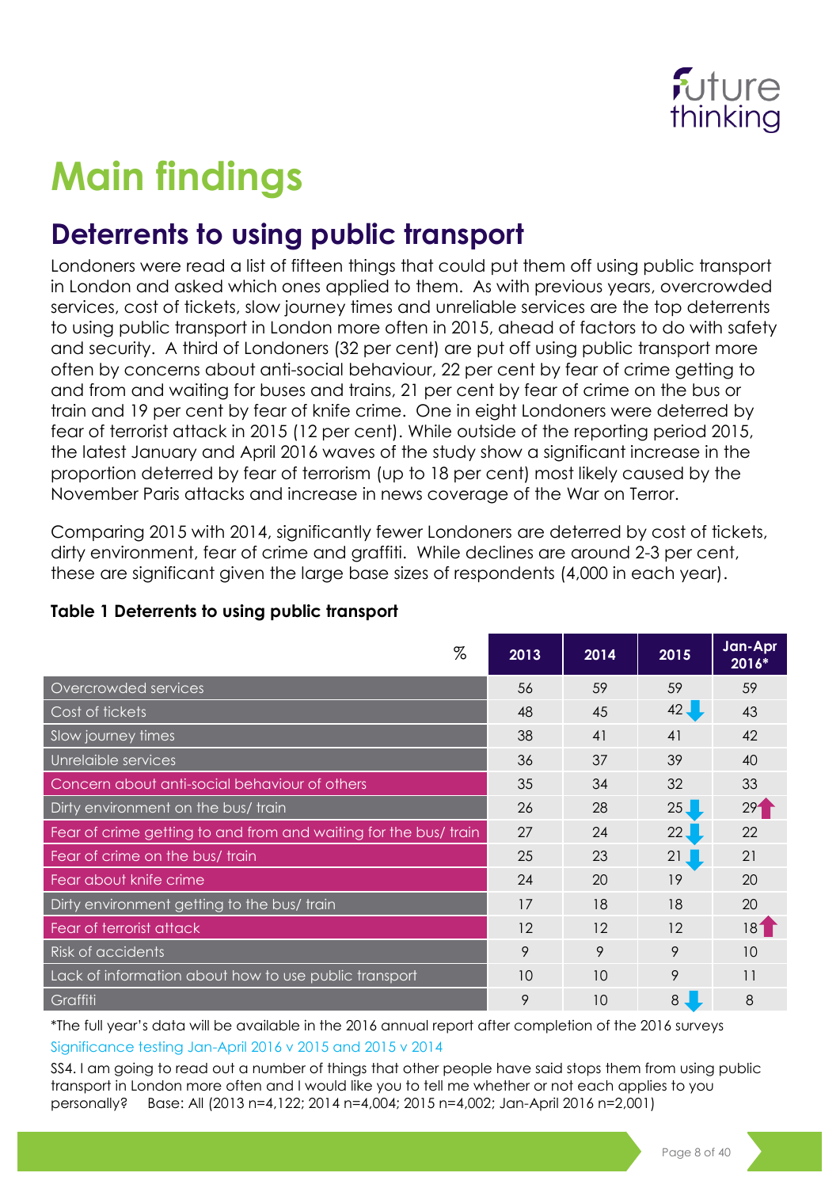# Main findings

## Deterrents to using public transport

Londoners were read a list of fifteen things that could put them off using public transport in London and asked which ones applied to them. As with previous years, overcrowded services, cost of tickets, slow journey times and unreliable services are the top deterrents to using public transport in London more often in 2015, ahead of factors to do with safety and security. A third of Londoners (32 per cent) are put off using public transport more often by concerns about anti-social behaviour, 22 per cent by fear of crime getting to and from and waiting for buses and trains, 21 per cent by fear of crime on the bus or train and 19 per cent by fear of knife crime. One in eight Londoners were deterred by fear of terrorist attack in 2015 (12 per cent). While outside of the reporting period 2015, the latest January and April 2016 waves of the study show a significant increase in the proportion deterred by fear of terrorism (up to 18 per cent) most likely caused by the November Paris attacks and increase in news coverage of the War on Terror.

Comparing 2015 with 2014, significantly fewer Londoners are deterred by cost of tickets, dirty environment, fear of crime and graffiti. While declines are around 2-3 per cent, these are significant given the large base sizes of respondents (4,000 in each year).

**Table 1 Deterrents to using public transport**

| % | 2013 | 2014 | 2015 | Jan-Apr 2016* |
|---|---|---|---|---|
| Overcrowded services | 56 | 59 | 59 | 59 |
| Cost of tickets | 48 | 45 | 42 ↓ | 43 |
| Slow journey times | 38 | 41 | 41 | 42 |
| Unrelaible services | 36 | 37 | 39 | 40 |
| Concern about anti-social behaviour of others | 35 | 34 | 32 | 33 |
| Dirty environment on the bus/ train | 26 | 28 | 25 ↓ | 29 ↑ |
| Fear of crime getting to and from and waiting for the bus/ train | 27 | 24 | 22 ↓ | 22 |
| Fear of crime on the bus/ train | 25 | 23 | 21 ↓ | 21 |
| Fear about knife crime | 24 | 20 | 19 | 20 |
| Dirty environment getting to the bus/ train | 17 | 18 | 18 | 20 |
| Fear of terrorist attack | 12 | 12 | 12 | 18 ↑ |
| Risk of accidents | 9 | 9 | 9 | 10 |
| Lack of information about how to use public transport | 10 | 10 | 9 | 11 |
| Graffiti | 9 | 10 | 8 ↓ | 8 |

*The full year's data will be available in the 2016 annual report after completion of the 2016 surveys

Significance testing Jan-April 2016 v 2015 and 2015 v 2014

SS4. I am going to read out a number of things that other people have said stops them from using public transport in London more often and I would like you to tell me whether or not each applies to you personally? Base: All (2013 n=4,122; 2014 n=4,004; 2015 n=4,002; Jan-April 2016 n=2,001)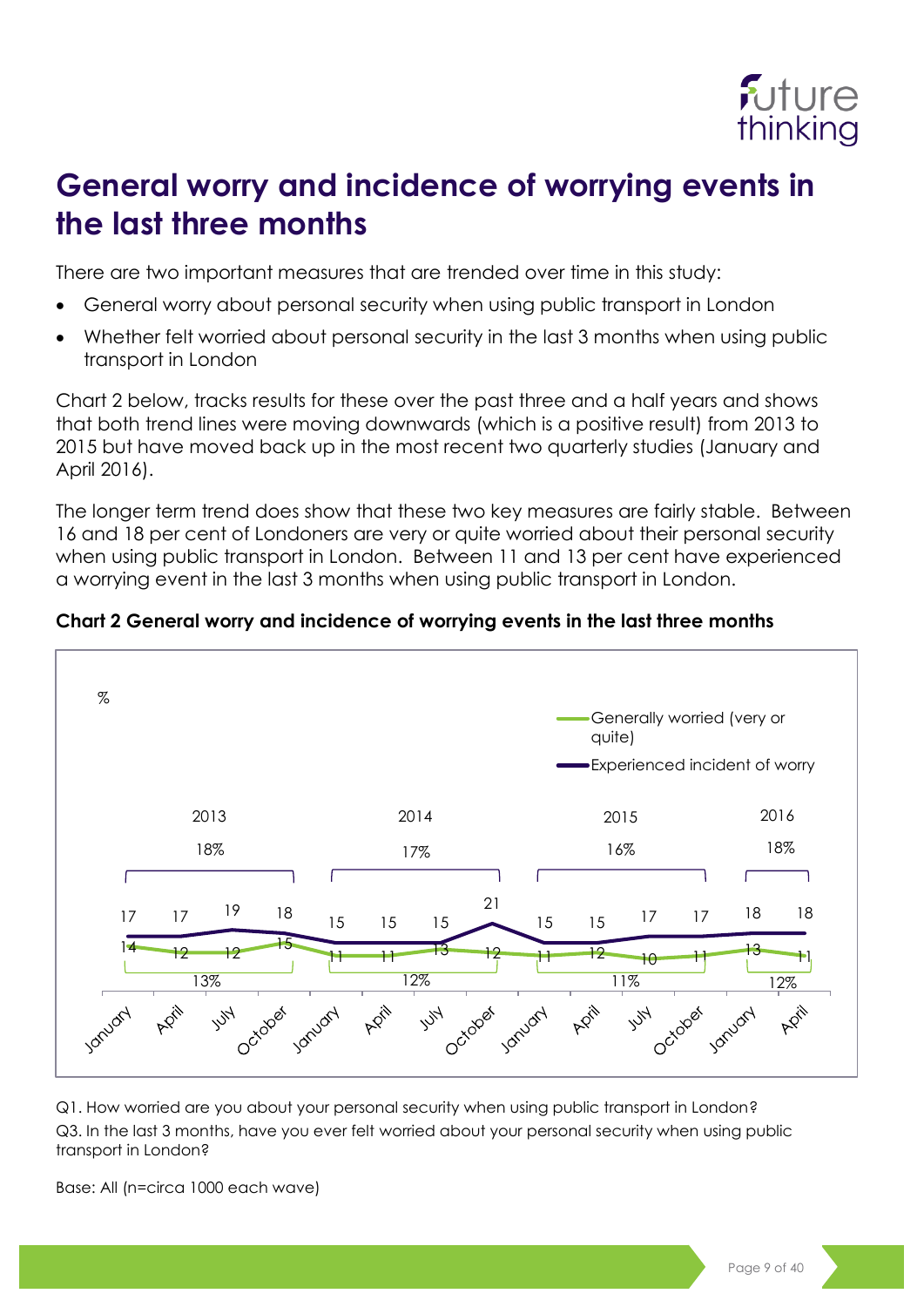# General worry and incidence of worrying events in the last three months

There are two important measures that are trended over time in this study:

- General worry about personal security when using public transport in London
- Whether felt worried about personal security in the last 3 months when using public transport in London

Chart 2 below, tracks results for these over the past three and a half years and shows that both trend lines were moving downwards (which is a positive result) from 2013 to 2015 but have moved back up in the most recent two quarterly studies (January and April 2016).

The longer term trend does show that these two key measures are fairly stable. Between 16 and 18 per cent of Londoners are very or quite worried about their personal security when using public transport in London. Between 11 and 13 per cent have experienced a worrying event in the last 3 months when using public transport in London.

**Chart 2 General worry and incidence of worrying events in the last three months**

| % | 2013 | | | | 2014 | | | | 2015 | | | | 2016 | |
|---|---|---|---|---|---|---|---|---|---|---|---|---|---|---|
| | January | April | July | October | January | April | July | October | January | April | July | October | January | April |
| Generally worried (very or quite) | 17 | 17 | 19 | 18 | 15 | 15 | 15 | 21 | 15 | 15 | 17 | 17 | 18 | 18 |
| Experienced incident of worry | 14 | 12 | 12 | 15 | 11 | 11 | 13 | 12 | 11 | 12 | 10 | 11 | 13 | 11 |
| Annual average (upper) | 18% | | | | 17% | | | | 16% | | | | 18% | |
| Annual average (lower) | 13% | | | | 12% | | | | 11% | | | | 12% | |

Q1. How worried are you about your personal security when using public transport in London?

Q3. In the last 3 months, have you ever felt worried about your personal security when using public transport in London?

Base: All (n=circa 1000 each wave)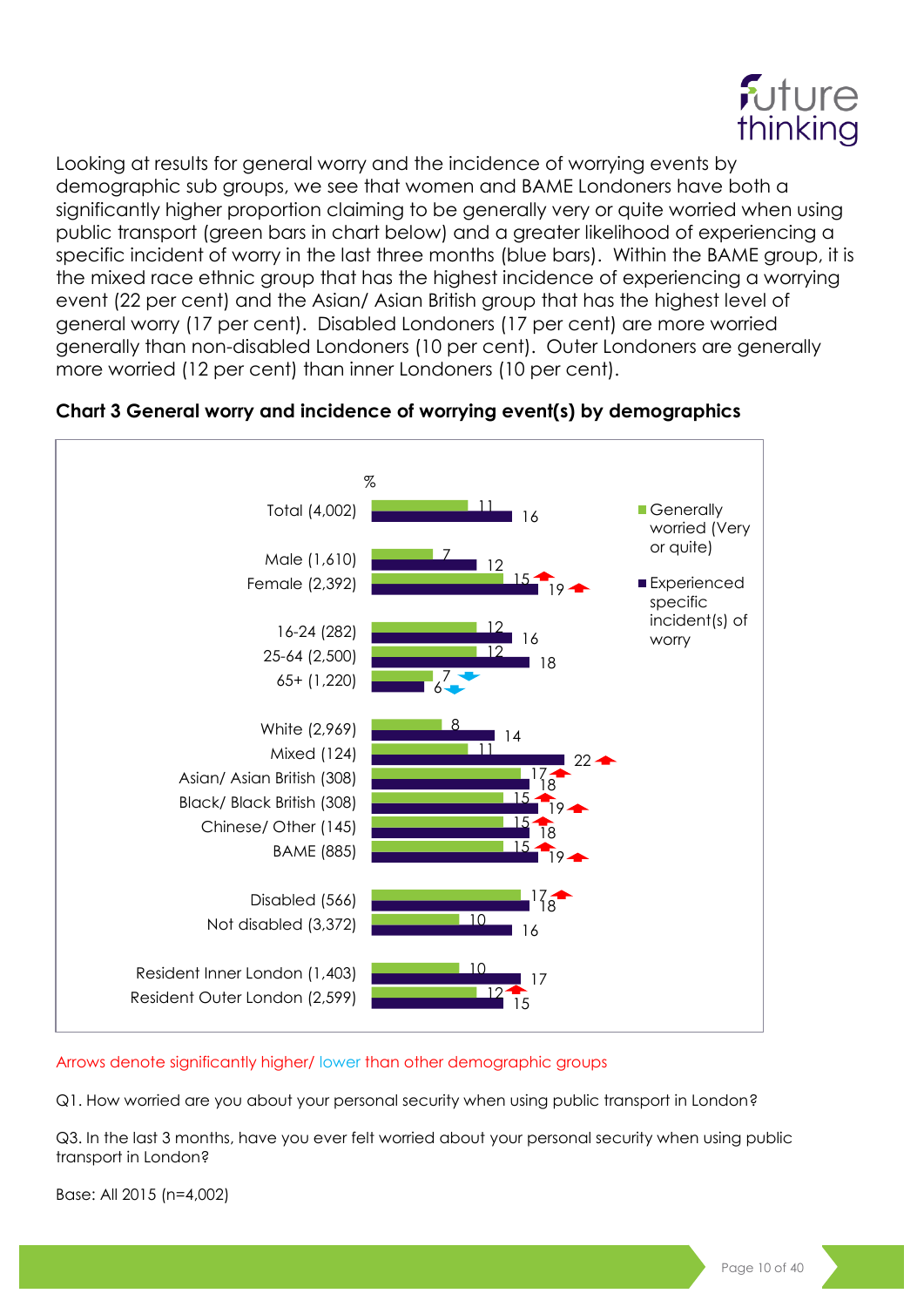Looking at results for general worry and the incidence of worrying events by demographic sub groups, we see that women and BAME Londoners have both a significantly higher proportion claiming to be generally very or quite worried when using public transport (green bars in chart below) and a greater likelihood of experiencing a specific incident of worry in the last three months (blue bars). Within the BAME group, it is the mixed race ethnic group that has the highest incidence of experiencing a worrying event (22 per cent) and the Asian/ Asian British group that has the highest level of general worry (17 per cent). Disabled Londoners (17 per cent) are more worried generally than non-disabled Londoners (10 per cent). Outer Londoners are generally more worried (12 per cent) than inner Londoners (10 per cent).

**Chart 3 General worry and incidence of worrying event(s) by demographics**

| % | Generally worried (Very or quite) | Experienced specific incident(s) of worry |
|---|---|---|
| Total (4,002) | 11 | 16 |
| Male (1,610) | 7 | 12 |
| Female (2,392) | 15 ▲ | 19 ▲ |
| 16-24 (282) | 12 | 16 |
| 25-64 (2,500) | 12 | 18 |
| 65+ (1,220) | 7 ▼ | 6 ▼ |
| White (2,969) | 8 | 14 |
| Mixed (124) | 11 | 22 ▲ |
| Asian/ Asian British (308) | 17 ▲ | 18 |
| Black/ Black British (308) | 15 ▲ | 19 ▲ |
| Chinese/ Other (145) | 15 ▲ | 18 |
| BAME (885) | 15 ▲ | 19 ▲ |
| Disabled (566) | 17 ▲ | 18 |
| Not disabled (3,372) | 10 | 16 |
| Resident Inner London (1,403) | 10 | 17 |
| Resident Outer London (2,599) | 12 ▲ | 15 |

Arrows denote significantly higher/ lower than other demographic groups

Q1. How worried are you about your personal security when using public transport in London?

Q3. In the last 3 months, have you ever felt worried about your personal security when using public transport in London?

Base: All 2015 (n=4,002)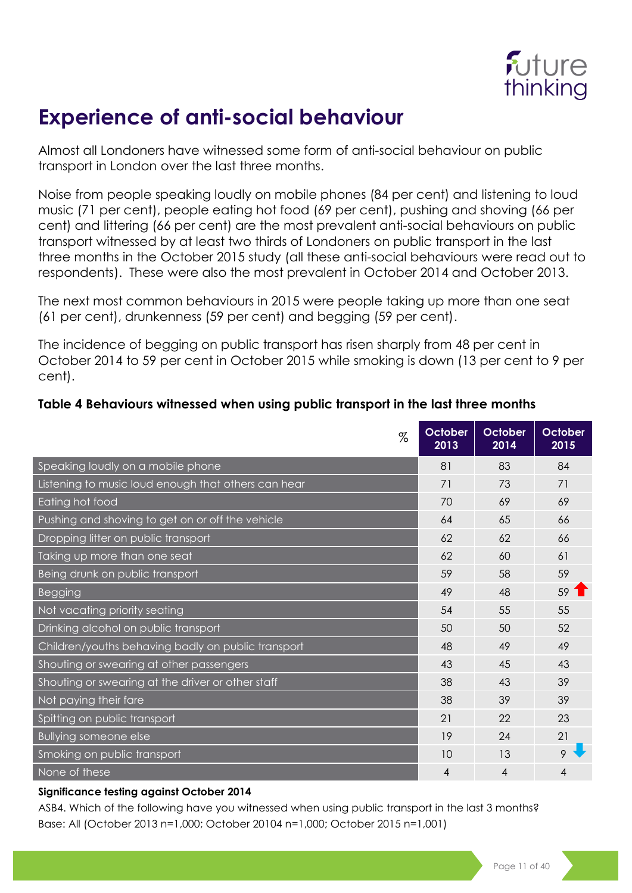# Experience of anti-social behaviour

Almost all Londoners have witnessed some form of anti-social behaviour on public transport in London over the last three months.

Noise from people speaking loudly on mobile phones (84 per cent) and listening to loud music (71 per cent), people eating hot food (69 per cent), pushing and shoving (66 per cent) and littering (66 per cent) are the most prevalent anti-social behaviours on public transport witnessed by at least two thirds of Londoners on public transport in the last three months in the October 2015 study (all these anti-social behaviours were read out to respondents). These were also the most prevalent in October 2014 and October 2013.

The next most common behaviours in 2015 were people taking up more than one seat (61 per cent), drunkenness (59 per cent) and begging (59 per cent).

The incidence of begging on public transport has risen sharply from 48 per cent in October 2014 to 59 per cent in October 2015 while smoking is down (13 per cent to 9 per cent).

**Table 4 Behaviours witnessed when using public transport in the last three months**

| % | October 2013 | October 2014 | October 2015 |
|---|---|---|---|
| Speaking loudly on a mobile phone | 81 | 83 | 84 |
| Listening to music loud enough that others can hear | 71 | 73 | 71 |
| Eating hot food | 70 | 69 | 69 |
| Pushing and shoving to get on or off the vehicle | 64 | 65 | 66 |
| Dropping litter on public transport | 62 | 62 | 66 |
| Taking up more than one seat | 62 | 60 | 61 |
| Being drunk on public transport | 59 | 58 | 59 |
| Begging | 49 | 48 | 59 ↑ |
| Not vacating priority seating | 54 | 55 | 55 |
| Drinking alcohol on public transport | 50 | 50 | 52 |
| Children/youths behaving badly on public transport | 48 | 49 | 49 |
| Shouting or swearing at other passengers | 43 | 45 | 43 |
| Shouting or swearing at the driver or other staff | 38 | 43 | 39 |
| Not paying their fare | 38 | 39 | 39 |
| Spitting on public transport | 21 | 22 | 23 |
| Bullying someone else | 19 | 24 | 21 |
| Smoking on public transport | 10 | 13 | 9 ↓ |
| None of these | 4 | 4 | 4 |

**Significance testing against October 2014**

ASB4. Which of the following have you witnessed when using public transport in the last 3 months?
Base: All (October 2013 n=1,000; October 20104 n=1,000; October 2015 n=1,001)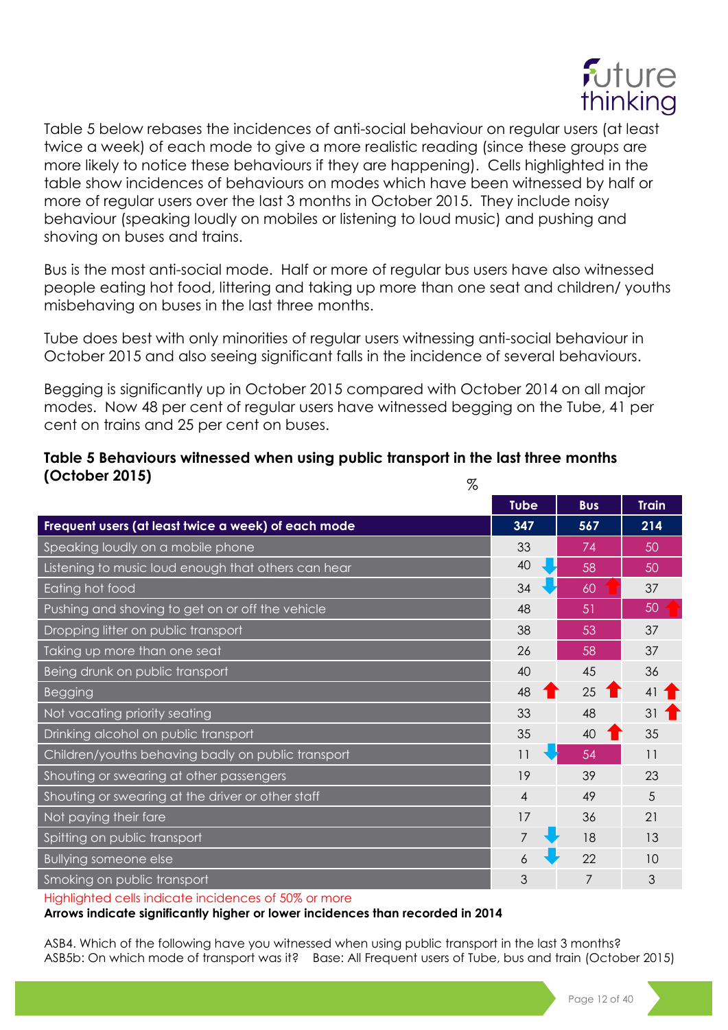Table 5 below rebases the incidences of anti-social behaviour on regular users (at least twice a week) of each mode to give a more realistic reading (since these groups are more likely to notice these behaviours if they are happening). Cells highlighted in the table show incidences of behaviours on modes which have been witnessed by half or more of regular users over the last 3 months in October 2015. They include noisy behaviour (speaking loudly on mobiles or listening to loud music) and pushing and shoving on buses and trains.

Bus is the most anti-social mode. Half or more of regular bus users have also witnessed people eating hot food, littering and taking up more than one seat and children/ youths misbehaving on buses in the last three months.

Tube does best with only minorities of regular users witnessing anti-social behaviour in October 2015 and also seeing significant falls in the incidence of several behaviours.

Begging is significantly up in October 2015 compared with October 2014 on all major modes. Now 48 per cent of regular users have witnessed begging on the Tube, 41 per cent on trains and 25 per cent on buses.

**Table 5 Behaviours witnessed when using public transport in the last three months (October 2015)**

%

| | Tube | Bus | Train |
|---|---|---|---|
| **Frequent users (at least twice a week) of each mode** | **347** | **567** | **214** |
| Speaking loudly on a mobile phone | 33 | 74 | 50 |
| Listening to music loud enough that others can hear | 40 ↓ | 58 | 50 |
| Eating hot food | 34 ↓ | 60 ↑ | 37 |
| Pushing and shoving to get on or off the vehicle | 48 | 51 | 50 ↑ |
| Dropping litter on public transport | 38 | 53 | 37 |
| Taking up more than one seat | 26 | 58 | 37 |
| Being drunk on public transport | 40 | 45 | 36 |
| Begging | 48 ↑ | 25 ↑ | 41 ↑ |
| Not vacating priority seating | 33 | 48 | 31 ↑ |
| Drinking alcohol on public transport | 35 | 40 ↑ | 35 |
| Children/youths behaving badly on public transport | 11 ↓ | 54 | 11 |
| Shouting or swearing at other passengers | 19 | 39 | 23 |
| Shouting or swearing at the driver or other staff | 4 | 49 | 5 |
| Not paying their fare | 17 | 36 | 21 |
| Spitting on public transport | 7 ↓ | 18 | 13 |
| Bullying someone else | 6 ↓ | 22 | 10 |
| Smoking on public transport | 3 | 7 | 3 |

Highlighted cells indicate incidences of 50% or more

**Arrows indicate significantly higher or lower incidences than recorded in 2014**

ASB4. Which of the following have you witnessed when using public transport in the last 3 months?
ASB5b: On which mode of transport was it? Base: All Frequent users of Tube, bus and train (October 2015)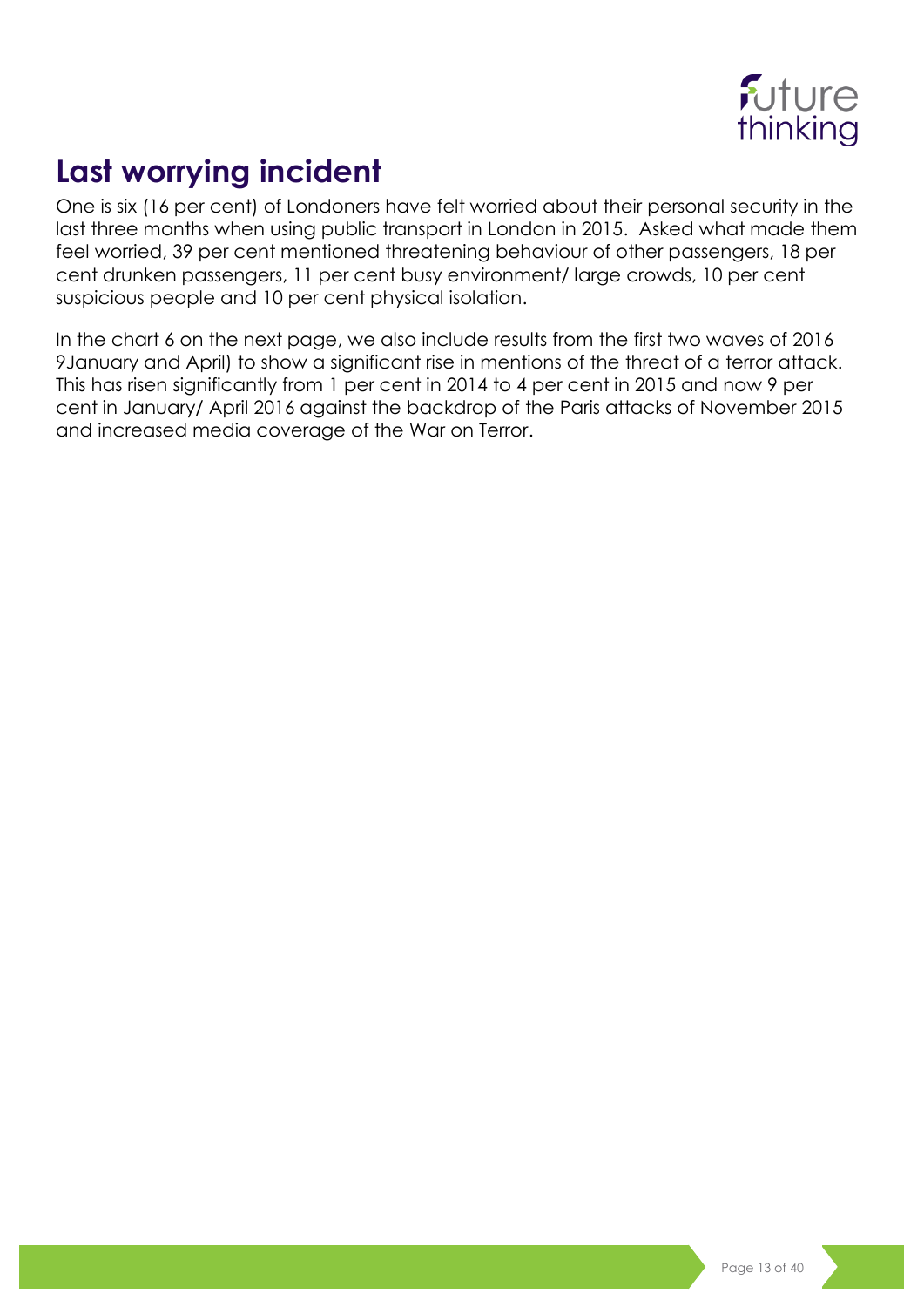# Last worrying incident

One is six (16 per cent) of Londoners have felt worried about their personal security in the last three months when using public transport in London in 2015. Asked what made them feel worried, 39 per cent mentioned threatening behaviour of other passengers, 18 per cent drunken passengers, 11 per cent busy environment/ large crowds, 10 per cent suspicious people and 10 per cent physical isolation.

In the chart 6 on the next page, we also include results from the first two waves of 2016 9January and April) to show a significant rise in mentions of the threat of a terror attack. This has risen significantly from 1 per cent in 2014 to 4 per cent in 2015 and now 9 per cent in January/ April 2016 against the backdrop of the Paris attacks of November 2015 and increased media coverage of the War on Terror.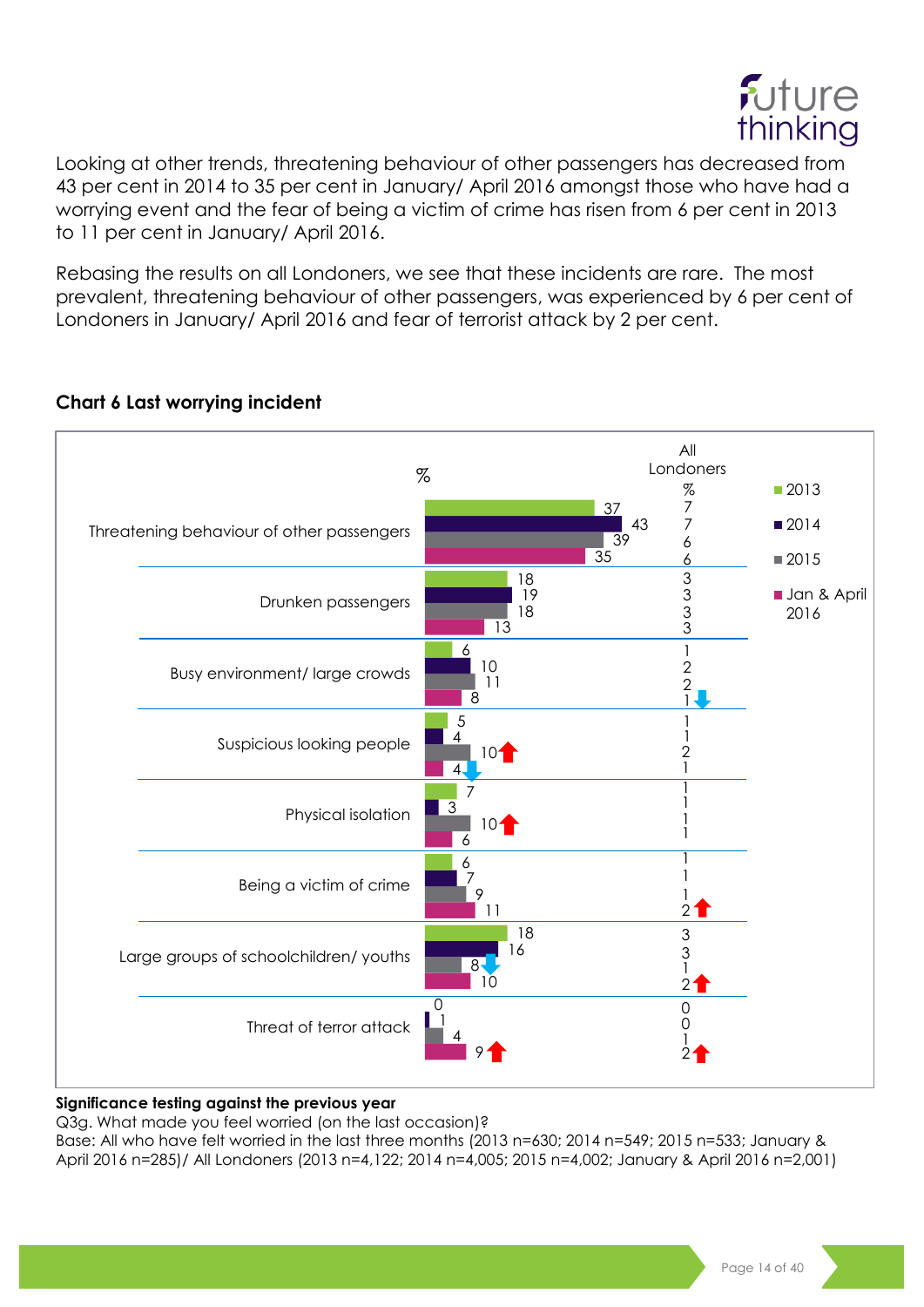Looking at other trends, threatening behaviour of other passengers has decreased from 43 per cent in 2014 to 35 per cent in January/ April 2016 amongst those who have had a worrying event and the fear of being a victim of crime has risen from 6 per cent in 2013 to 11 per cent in January/ April 2016.

Rebasing the results on all Londoners, we see that these incidents are rare. The most prevalent, threatening behaviour of other passengers, was experienced by 6 per cent of Londoners in January/ April 2016 and fear of terrorist attack by 2 per cent.

### Chart 6 Last worrying incident

| | % 2013 | % 2014 | % 2015 | % Jan & April 2016 | All Londoners % 2013 | All Londoners % 2014 | All Londoners % 2015 | All Londoners % Jan & April 2016 |
|---|---|---|---|---|---|---|---|---|
| Threatening behaviour of other passengers | 37 | 43 | 39 | 35 | 7 | 7 | 6 | 6 |
| Drunken passengers | 18 | 19 | 18 | 13 | 3 | 3 | 3 | 3 |
| Busy environment/ large crowds | 6 | 10 | 11 | 8 | 1 | 2 | 2 | 1 ↓ |
| Suspicious looking people | 5 | 4 | 10 ↑ | 4 ↓ | 1 | 1 | 2 | 1 |
| Physical isolation | 7 | 3 | 10 ↑ | 6 | 1 | 1 | 1 | 1 |
| Being a victim of crime | 6 | 7 | 9 | 11 | 1 | 1 | 1 | 2 ↑ |
| Large groups of schoolchildren/ youths | 18 | 16 | 8 ↓ | 10 | 3 | 3 | 1 | 2 ↑ |
| Threat of terror attack | 0 | 1 | 4 | 9 ↑ | 0 | 0 | 1 | 2 ↑ |

**Significance testing against the previous year**

Q3g. What made you feel worried (on the last occasion)?

Base: All who have felt worried in the last three months (2013 n=630; 2014 n=549; 2015 n=533; January & April 2016 n=285)/ All Londoners (2013 n=4,122; 2014 n=4,005; 2015 n=4,002; January & April 2016 n=2,001)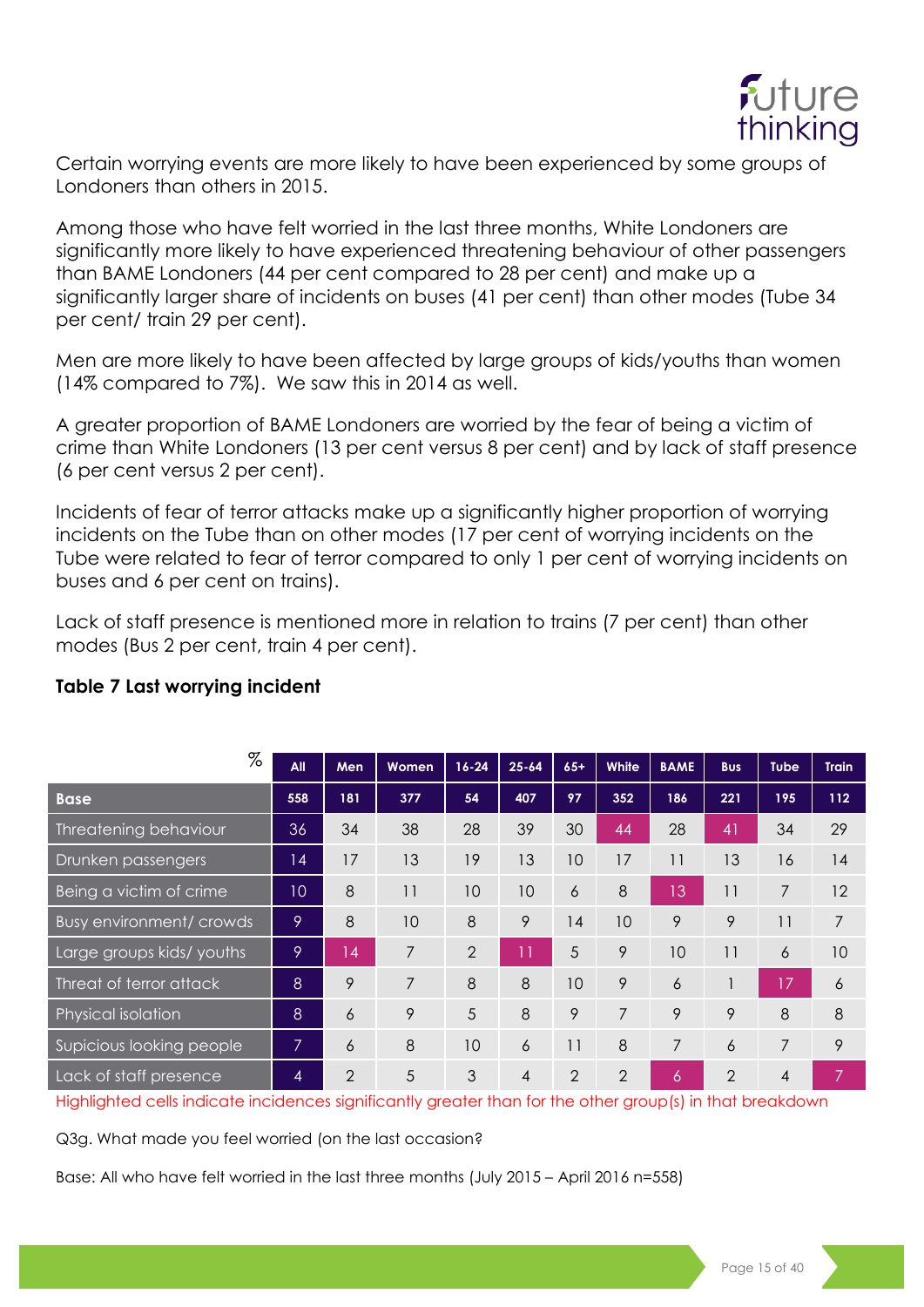Certain worrying events are more likely to have been experienced by some groups of Londoners than others in 2015.

Among those who have felt worried in the last three months, White Londoners are significantly more likely to have experienced threatening behaviour of other passengers than BAME Londoners (44 per cent compared to 28 per cent) and make up a significantly larger share of incidents on buses (41 per cent) than other modes (Tube 34 per cent/ train 29 per cent).

Men are more likely to have been affected by large groups of kids/youths than women (14% compared to 7%). We saw this in 2014 as well.

A greater proportion of BAME Londoners are worried by the fear of being a victim of crime than White Londoners (13 per cent versus 8 per cent) and by lack of staff presence (6 per cent versus 2 per cent).

Incidents of fear of terror attacks make up a significantly higher proportion of worrying incidents on the Tube than on other modes (17 per cent of worrying incidents on the Tube were related to fear of terror compared to only 1 per cent of worrying incidents on buses and 6 per cent on trains).

Lack of staff presence is mentioned more in relation to trains (7 per cent) than other modes (Bus 2 per cent, train 4 per cent).

**Table 7 Last worrying incident**

| % | All | Men | Women | 16-24 | 25-64 | 65+ | White | BAME | Bus | Tube | Train |
|---|---|---|---|---|---|---|---|---|---|---|---|
| **Base** | 558 | 181 | 377 | 54 | 407 | 97 | 352 | 186 | 221 | 195 | 112 |
| Threatening behaviour | 36 | 34 | 38 | 28 | 39 | 30 | 44 | 28 | 41 | 34 | 29 |
| Drunken passengers | 14 | 17 | 13 | 19 | 13 | 10 | 17 | 11 | 13 | 16 | 14 |
| Being a victim of crime | 10 | 8 | 11 | 10 | 10 | 6 | 8 | 13 | 11 | 7 | 12 |
| Busy environment/ crowds | 9 | 8 | 10 | 8 | 9 | 14 | 10 | 9 | 9 | 11 | 7 |
| Large groups kids/ youths | 9 | 14 | 7 | 2 | 11 | 5 | 9 | 10 | 11 | 6 | 10 |
| Threat of terror attack | 8 | 9 | 7 | 8 | 8 | 10 | 9 | 6 | 1 | 17 | 6 |
| Physical isolation | 8 | 6 | 9 | 5 | 8 | 9 | 7 | 9 | 9 | 8 | 8 |
| Supicious looking people | 7 | 6 | 8 | 10 | 6 | 11 | 8 | 7 | 6 | 7 | 9 |
| Lack of staff presence | 4 | 2 | 5 | 3 | 4 | 2 | 2 | 6 | 2 | 4 | 7 |

Highlighted cells indicate incidences significantly greater than for the other group(s) in that breakdown

Q3g. What made you feel worried (on the last occasion?

Base: All who have felt worried in the last three months (July 2015 – April 2016 n=558)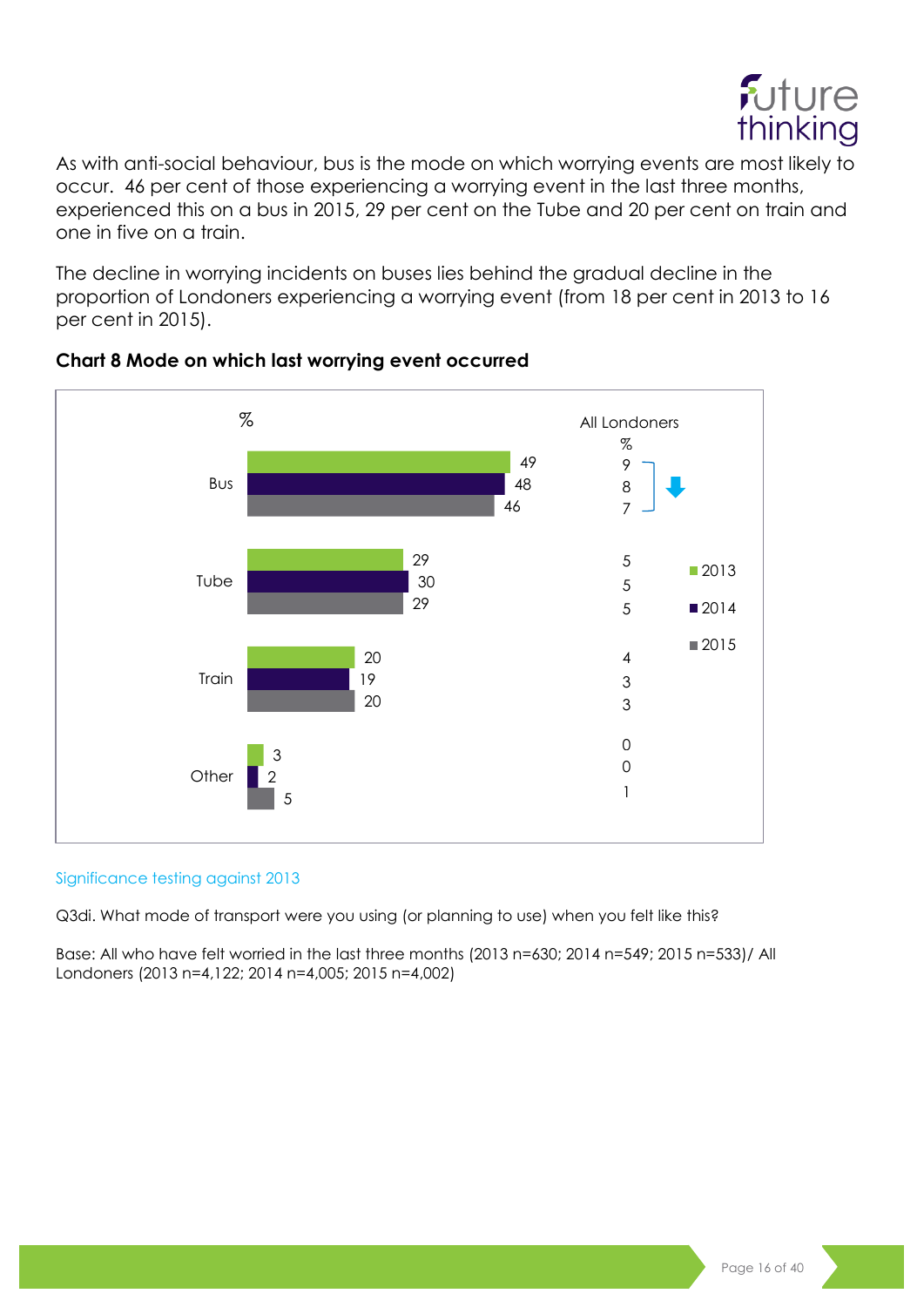As with anti-social behaviour, bus is the mode on which worrying events are most likely to occur. 46 per cent of those experiencing a worrying event in the last three months, experienced this on a bus in 2015, 29 per cent on the Tube and 20 per cent on train and one in five on a train.

The decline in worrying incidents on buses lies behind the gradual decline in the proportion of Londoners experiencing a worrying event (from 18 per cent in 2013 to 16 per cent in 2015).

**Chart 8 Mode on which last worrying event occurred**

| Mode | 2013 % | 2014 % | 2015 % | All Londoners 2013 % | All Londoners 2014 % | All Londoners 2015 % |
|---|---|---|---|---|---|---|
| Bus | 49 | 48 | 46 | 9 | 8 | 7 ↓ |
| Tube | 29 | 30 | 29 | 5 | 5 | 5 |
| Train | 20 | 19 | 20 | 4 | 3 | 3 |
| Other | 3 | 2 | 5 | 0 | 0 | 1 |

Significance testing against 2013

Q3di. What mode of transport were you using (or planning to use) when you felt like this?

Base: All who have felt worried in the last three months (2013 n=630; 2014 n=549; 2015 n=533)/ All Londoners (2013 n=4,122; 2014 n=4,005; 2015 n=4,002)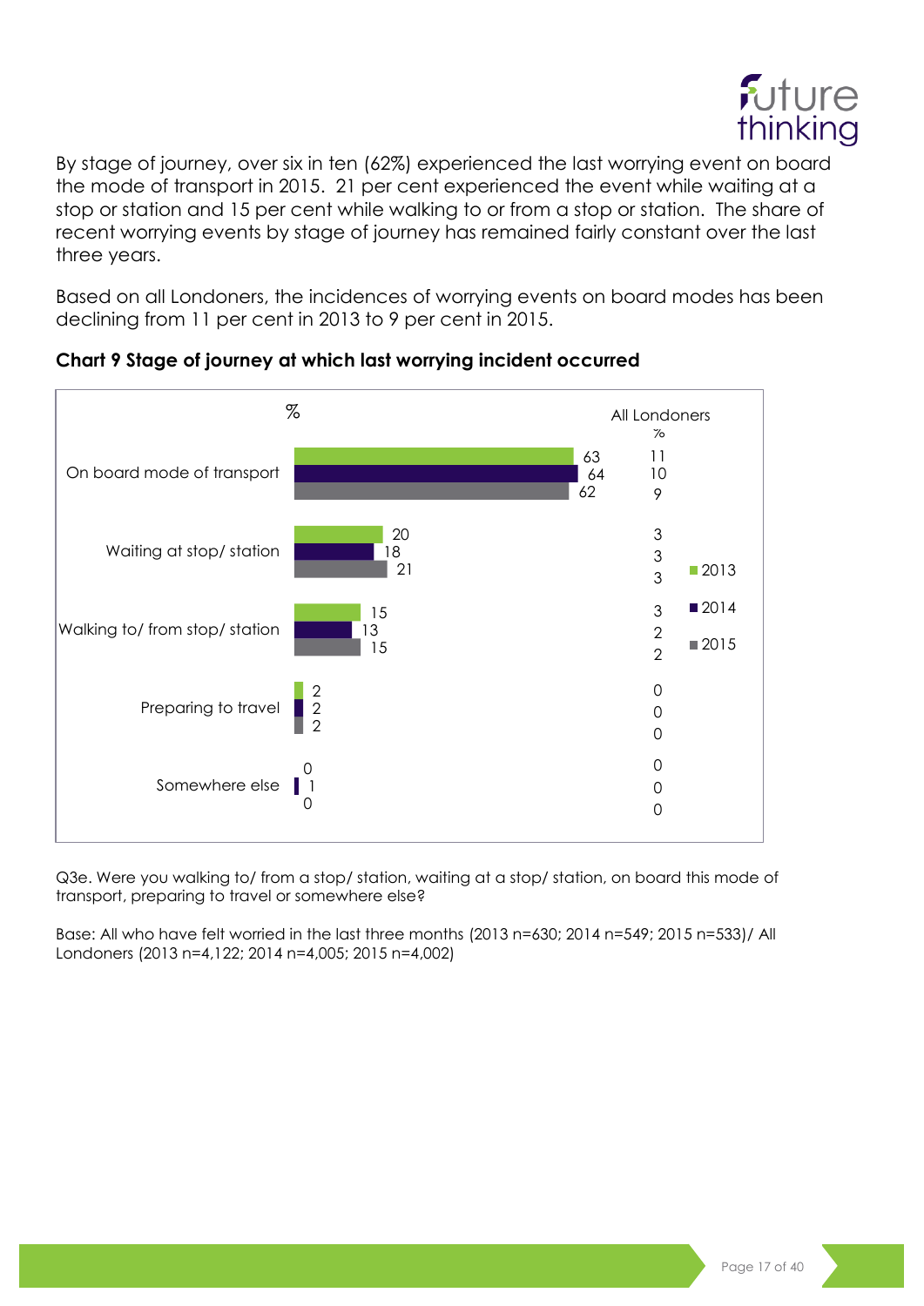By stage of journey, over six in ten (62%) experienced the last worrying event on board the mode of transport in 2015. 21 per cent experienced the event while waiting at a stop or station and 15 per cent while walking to or from a stop or station. The share of recent worrying events by stage of journey has remained fairly constant over the last three years.

Based on all Londoners, the incidences of worrying events on board modes has been declining from 11 per cent in 2013 to 9 per cent in 2015.

**Chart 9 Stage of journey at which last worrying incident occurred**

| % | 2013 | 2014 | 2015 | All Londoners % 2013 | All Londoners % 2014 | All Londoners % 2015 |
|---|---|---|---|---|---|---|
| On board mode of transport | 63 | 64 | 62 | 11 | 10 | 9 |
| Waiting at stop/ station | 20 | 18 | 21 | 3 | 3 | 3 |
| Walking to/ from stop/ station | 15 | 13 | 15 | 3 | 2 | 2 |
| Preparing to travel | 2 | 2 | 2 | 0 | 0 | 0 |
| Somewhere else | 0 | 1 | 0 | 0 | 0 | 0 |

Q3e. Were you walking to/ from a stop/ station, waiting at a stop/ station, on board this mode of transport, preparing to travel or somewhere else?

Base: All who have felt worried in the last three months (2013 n=630; 2014 n=549; 2015 n=533)/ All Londoners (2013 n=4,122; 2014 n=4,005; 2015 n=4,002)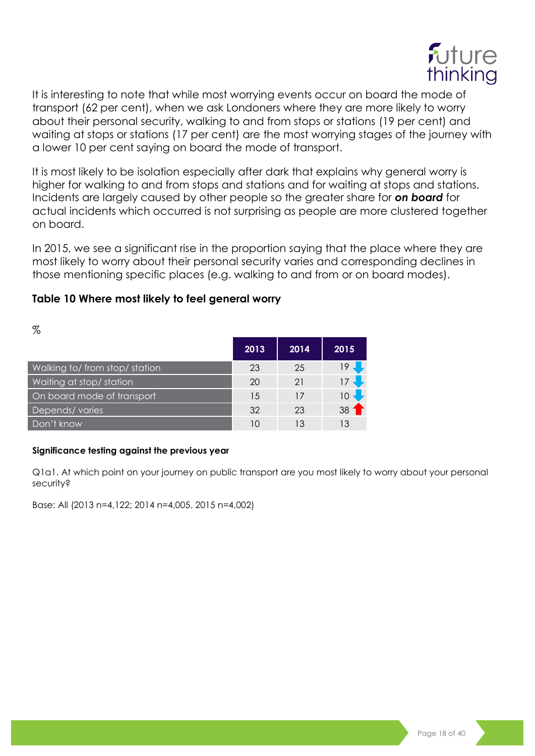It is interesting to note that while most worrying events occur on board the mode of transport (62 per cent), when we ask Londoners where they are more likely to worry about their personal security, walking to and from stops or stations (19 per cent) and waiting at stops or stations (17 per cent) are the most worrying stages of the journey with a lower 10 per cent saying on board the mode of transport.

It is most likely to be isolation especially after dark that explains why general worry is higher for walking to and from stops and stations and for waiting at stops and stations. Incidents are largely caused by other people so the greater share for ***on board*** for actual incidents which occurred is not surprising as people are more clustered together on board.

In 2015, we see a significant rise in the proportion saying that the place where they are most likely to worry about their personal security varies and corresponding declines in those mentioning specific places (e.g. walking to and from or on board modes).

### Table 10 Where most likely to feel general worry

%

| | 2013 | 2014 | 2015 |
|---|---|---|---|
| Walking to/ from stop/ station | 23 | 25 | 19 ↓ |
| Waiting at stop/ station | 20 | 21 | 17 ↓ |
| On board mode of transport | 15 | 17 | 10 ↓ |
| Depends/ varies | 32 | 23 | 38 ↑ |
| Don't know | 10 | 13 | 13 |

**Significance testing against the previous year**

Q1a1. At which point on your journey on public transport are you most likely to worry about your personal security?

Base: All (2013 n=4,122; 2014 n=4,005, 2015 n=4,002)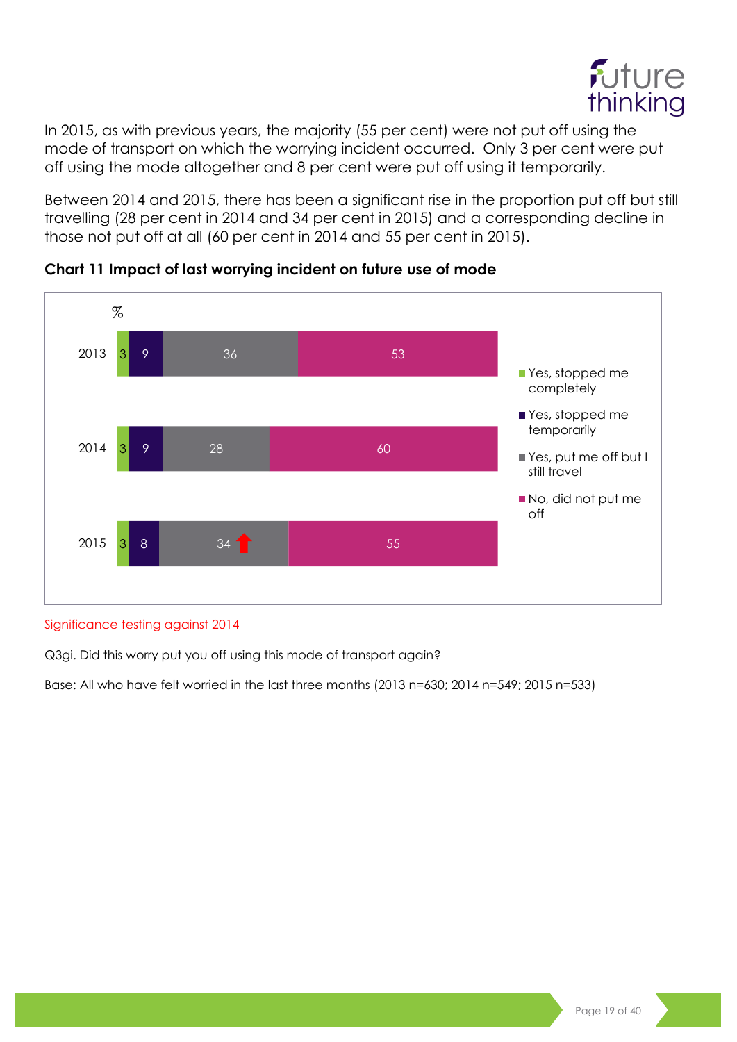In 2015, as with previous years, the majority (55 per cent) were not put off using the mode of transport on which the worrying incident occurred. Only 3 per cent were put off using the mode altogether and 8 per cent were put off using it temporarily.

Between 2014 and 2015, there has been a significant rise in the proportion put off but still travelling (28 per cent in 2014 and 34 per cent in 2015) and a corresponding decline in those not put off at all (60 per cent in 2014 and 55 per cent in 2015).

**Chart 11 Impact of last worrying incident on future use of mode**

| % | Yes, stopped me completely | Yes, stopped me temporarily | Yes, put me off but I still travel | No, did not put me off |
|---|---|---|---|---|
| 2013 | 3 | 9 | 36 | 53 |
| 2014 | 3 | 9 | 28 | 60 |
| 2015 | 3 | 8 | 34 ↑ | 55 |

Significance testing against 2014

Q3gi. Did this worry put you off using this mode of transport again?

Base: All who have felt worried in the last three months (2013 n=630; 2014 n=549; 2015 n=533)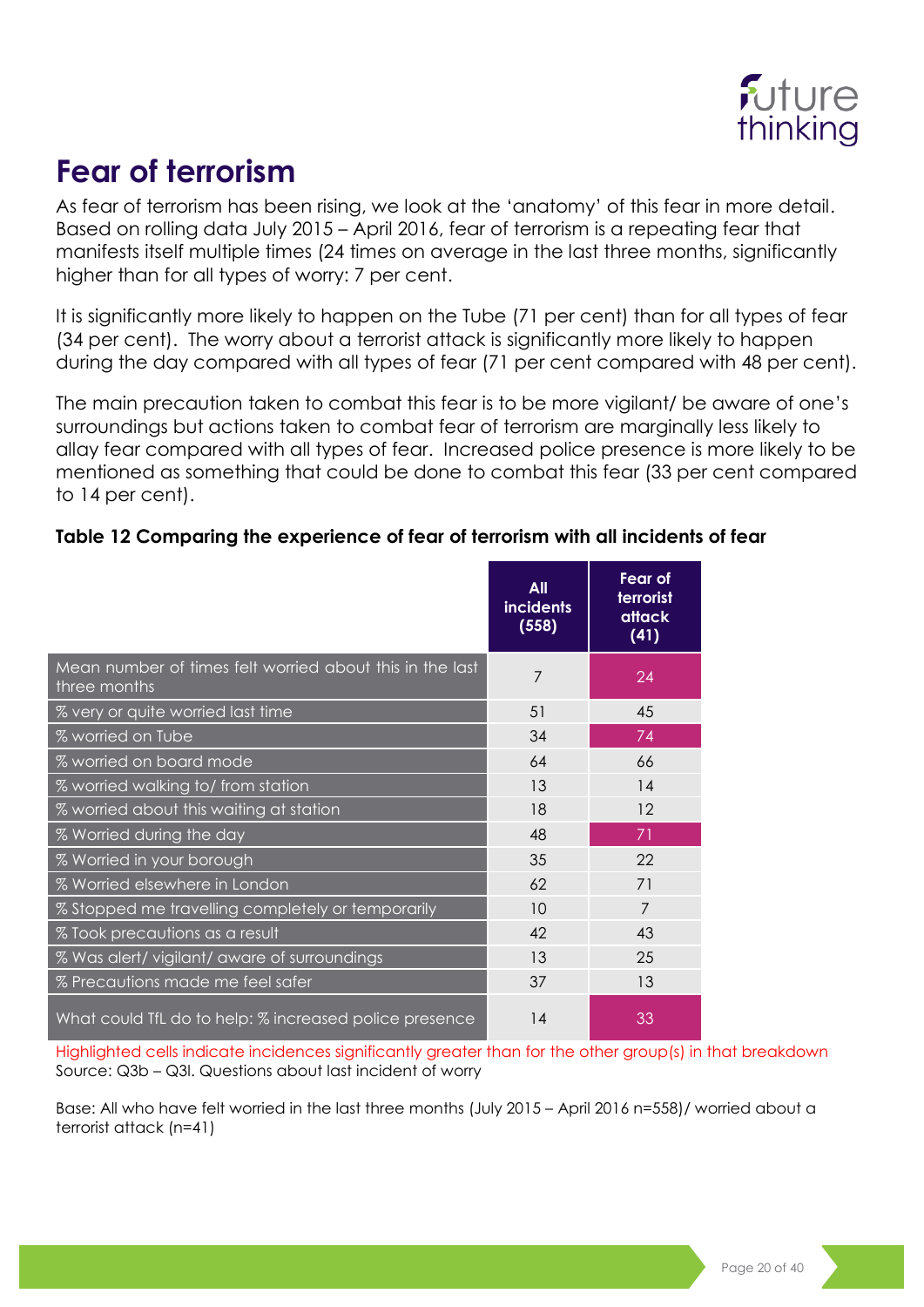# Fear of terrorism

As fear of terrorism has been rising, we look at the 'anatomy' of this fear in more detail. Based on rolling data July 2015 – April 2016, fear of terrorism is a repeating fear that manifests itself multiple times (24 times on average in the last three months, significantly higher than for all types of worry: 7 per cent.

It is significantly more likely to happen on the Tube (71 per cent) than for all types of fear (34 per cent). The worry about a terrorist attack is significantly more likely to happen during the day compared with all types of fear (71 per cent compared with 48 per cent).

The main precaution taken to combat this fear is to be more vigilant/ be aware of one's surroundings but actions taken to combat fear of terrorism are marginally less likely to allay fear compared with all types of fear. Increased police presence is more likely to be mentioned as something that could be done to combat this fear (33 per cent compared to 14 per cent).

**Table 12 Comparing the experience of fear of terrorism with all incidents of fear**

| | All incidents (558) | Fear of terrorist attack (41) |
|---|---|---|
| Mean number of times felt worried about this in the last three months | 7 | 24 |
| % very or quite worried last time | 51 | 45 |
| % worried on Tube | 34 | 74 |
| % worried on board mode | 64 | 66 |
| % worried walking to/ from station | 13 | 14 |
| % worried about this waiting at station | 18 | 12 |
| % Worried during the day | 48 | 71 |
| % Worried in your borough | 35 | 22 |
| % Worried elsewhere in London | 62 | 71 |
| % Stopped me travelling completely or temporarily | 10 | 7 |
| % Took precautions as a result | 42 | 43 |
| % Was alert/ vigilant/ aware of surroundings | 13 | 25 |
| % Precautions made me feel safer | 37 | 13 |
| What could TfL do to help: % increased police presence | 14 | 33 |

Highlighted cells indicate incidences significantly greater than for the other group(s) in that breakdown
Source: Q3b – Q3l. Questions about last incident of worry

Base: All who have felt worried in the last three months (July 2015 – April 2016 n=558)/ worried about a terrorist attack (n=41)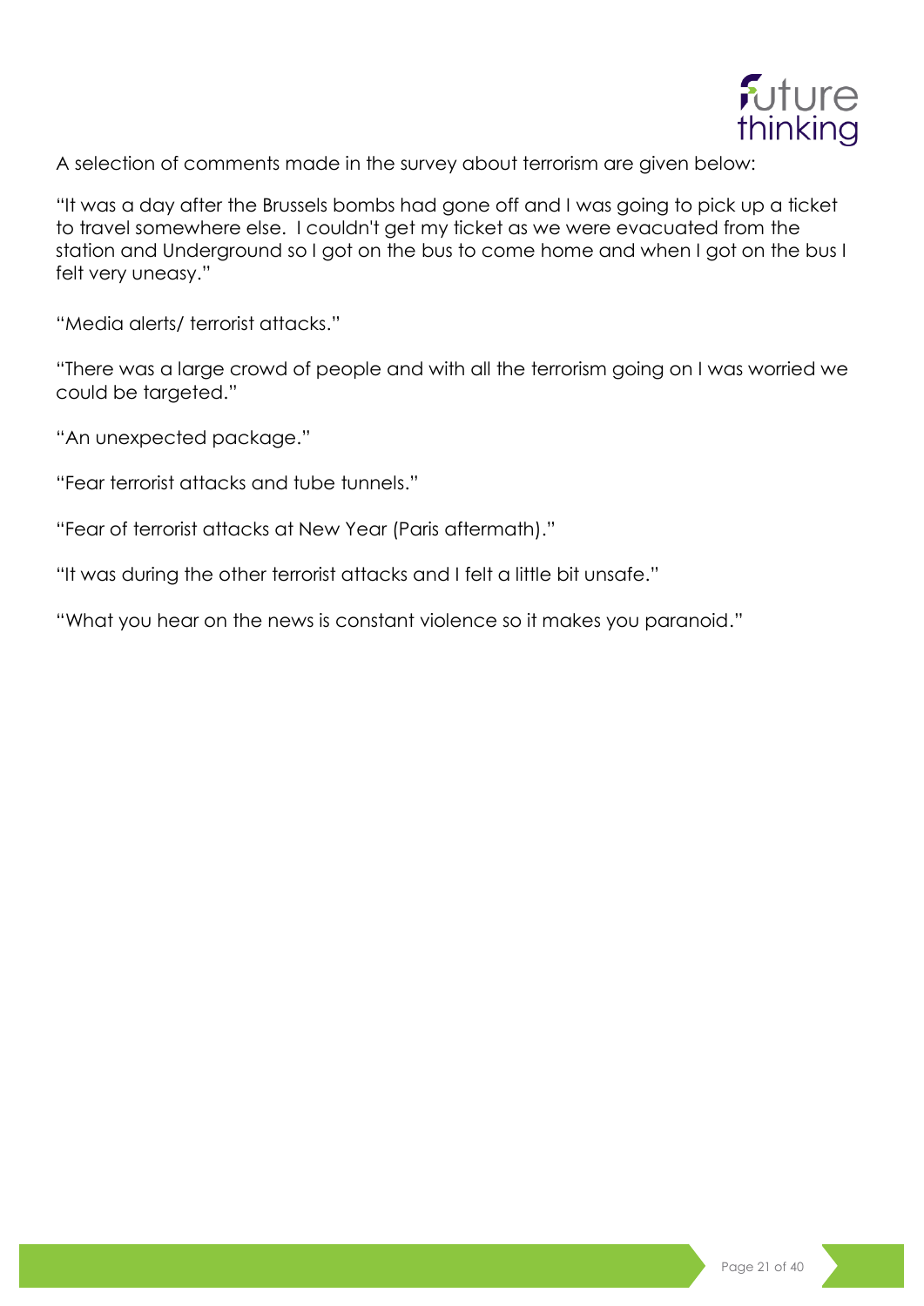A selection of comments made in the survey about terrorism are given below:

"It was a day after the Brussels bombs had gone off and I was going to pick up a ticket to travel somewhere else. I couldn't get my ticket as we were evacuated from the station and Underground so I got on the bus to come home and when I got on the bus I felt very uneasy."

"Media alerts/ terrorist attacks."

"There was a large crowd of people and with all the terrorism going on I was worried we could be targeted."

"An unexpected package."

"Fear terrorist attacks and tube tunnels."

"Fear of terrorist attacks at New Year (Paris aftermath)."

"It was during the other terrorist attacks and I felt a little bit unsafe."

"What you hear on the news is constant violence so it makes you paranoid."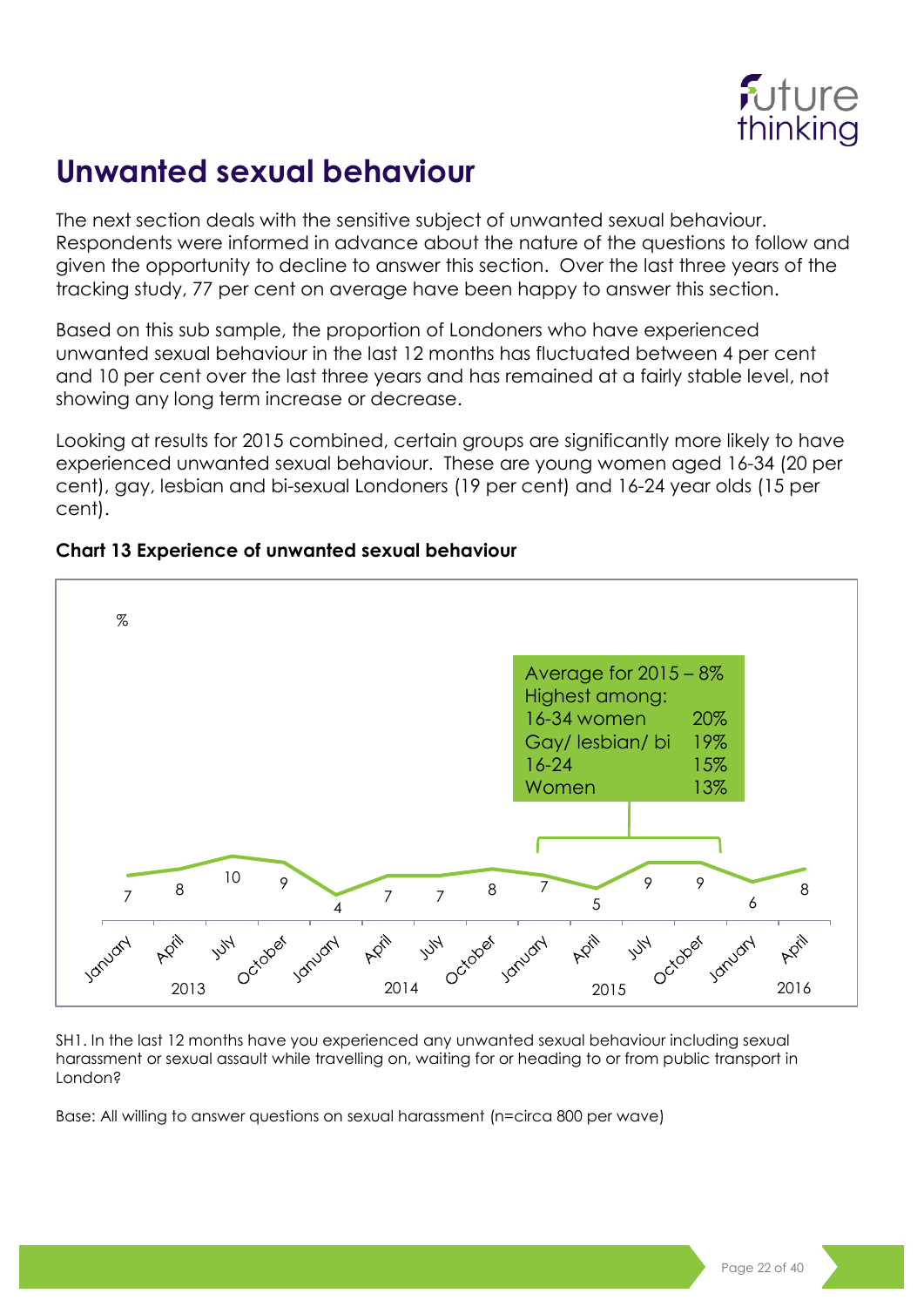# Unwanted sexual behaviour

The next section deals with the sensitive subject of unwanted sexual behaviour. Respondents were informed in advance about the nature of the questions to follow and given the opportunity to decline to answer this section. Over the last three years of the tracking study, 77 per cent on average have been happy to answer this section.

Based on this sub sample, the proportion of Londoners who have experienced unwanted sexual behaviour in the last 12 months has fluctuated between 4 per cent and 10 per cent over the last three years and has remained at a fairly stable level, not showing any long term increase or decrease.

Looking at results for 2015 combined, certain groups are significantly more likely to have experienced unwanted sexual behaviour. These are young women aged 16-34 (20 per cent), gay, lesbian and bi-sexual Londoners (19 per cent) and 16-24 year olds (15 per cent).

**Chart 13 Experience of unwanted sexual behaviour**

| Year | Month | % |
|---|---|---|
| 2013 | January | 7 |
| | April | 8 |
| | July | 10 |
| | October | 9 |
| 2014 | January | 4 |
| | April | 7 |
| | July | 7 |
| | October | 8 |
| 2015 | January | 7 |
| | April | 5 |
| | July | 9 |
| | October | 9 |
| 2016 | January | 6 |
| | April | 8 |

Average for 2015 – 8%
Highest among:

| Group | % |
|---|---|
| 16-34 women | 20% |
| Gay/ lesbian/ bi | 19% |
| 16-24 | 15% |
| Women | 13% |

SH1. In the last 12 months have you experienced any unwanted sexual behaviour including sexual harassment or sexual assault while travelling on, waiting for or heading to or from public transport in London?

Base: All willing to answer questions on sexual harassment (n=circa 800 per wave)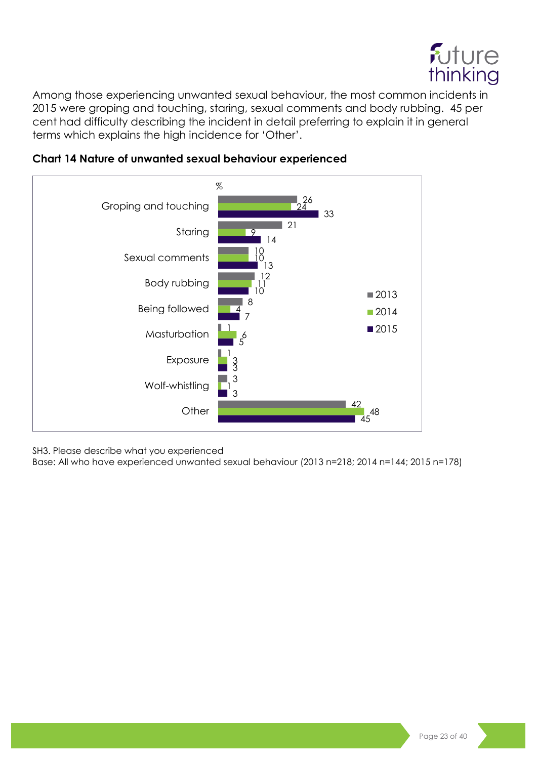Among those experiencing unwanted sexual behaviour, the most common incidents in 2015 were groping and touching, staring, sexual comments and body rubbing. 45 per cent had difficulty describing the incident in detail preferring to explain it in general terms which explains the high incidence for 'Other'.

**Chart 14 Nature of unwanted sexual behaviour experienced**

| % | 2013 | 2014 | 2015 |
|---|---|---|---|
| Groping and touching | 26 | 24 | 33 |
| Staring | 21 | 9 | 14 |
| Sexual comments | 10 | 10 | 13 |
| Body rubbing | 12 | 11 | 10 |
| Being followed | 8 | 4 | 7 |
| Masturbation | 1 | 6 | 5 |
| Exposure | 1 | 3 | 3 |
| Wolf-whistling | 3 | 1 | 3 |
| Other | 42 | 48 | 45 |

SH3. Please describe what you experienced
Base: All who have experienced unwanted sexual behaviour (2013 n=218; 2014 n=144; 2015 n=178)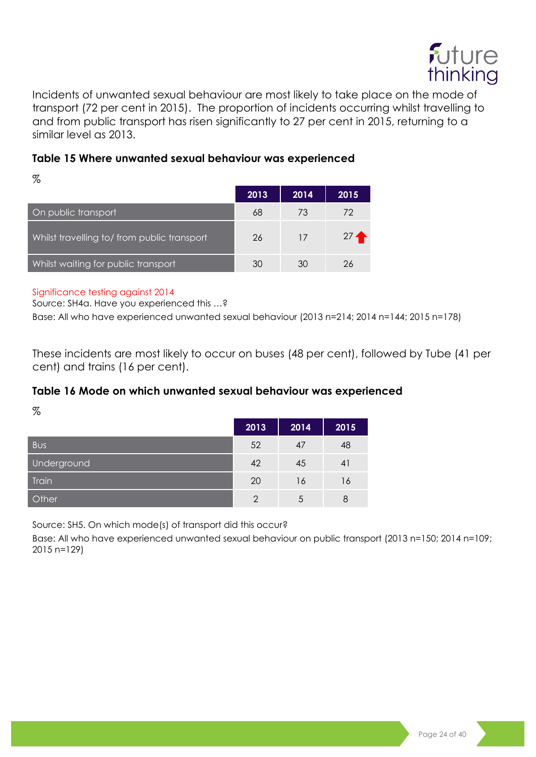Incidents of unwanted sexual behaviour are most likely to take place on the mode of transport (72 per cent in 2015). The proportion of incidents occurring whilst travelling to and from public transport has risen significantly to 27 per cent in 2015, returning to a similar level as 2013.

### Table 15 Where unwanted sexual behaviour was experienced

%

| | 2013 | 2014 | 2015 |
|---|---|---|---|
| On public transport | 68 | 73 | 72 |
| Whilst travelling to/ from public transport | 26 | 17 | 27 ↑ |
| Whilst waiting for public transport | 30 | 30 | 26 |

Significance testing against 2014

Source: SH4a. Have you experienced this …?

Base: All who have experienced unwanted sexual behaviour (2013 n=214; 2014 n=144; 2015 n=178)

These incidents are most likely to occur on buses (48 per cent), followed by Tube (41 per cent) and trains (16 per cent).

### Table 16 Mode on which unwanted sexual behaviour was experienced

%

| | 2013 | 2014 | 2015 |
|---|---|---|---|
| Bus | 52 | 47 | 48 |
| Underground | 42 | 45 | 41 |
| Train | 20 | 16 | 16 |
| Other | 2 | 5 | 8 |

Source: SH5. On which mode(s) of transport did this occur?

Base: All who have experienced unwanted sexual behaviour on public transport (2013 n=150; 2014 n=109; 2015 n=129)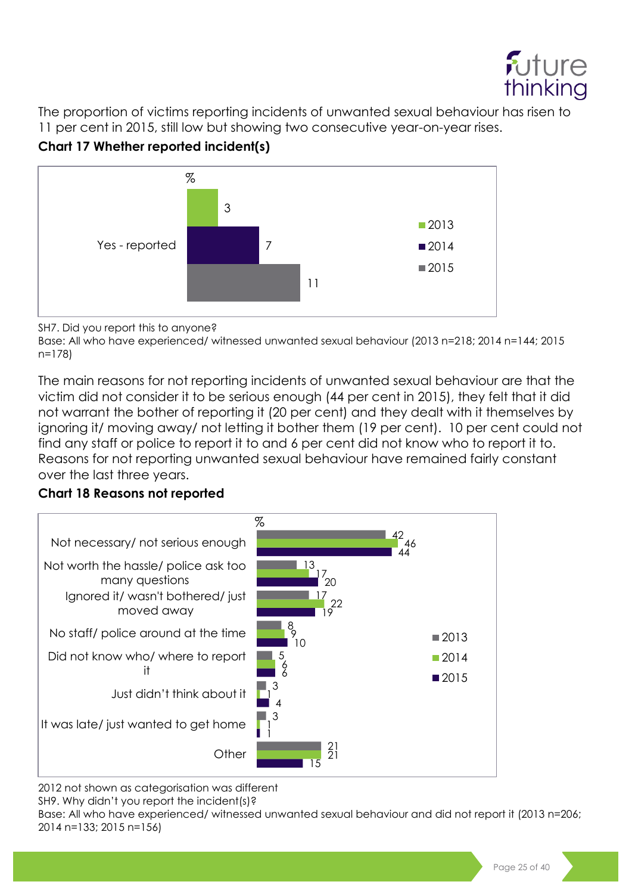The proportion of victims reporting incidents of unwanted sexual behaviour has risen to 11 per cent in 2015, still low but showing two consecutive year-on-year rises.

**Chart 17 Whether reported incident(s)**

| % | 2013 | 2014 | 2015 |
|---|---|---|---|
| Yes - reported | 3 | 7 | 11 |

SH7. Did you report this to anyone?
Base: All who have experienced/ witnessed unwanted sexual behaviour (2013 n=218; 2014 n=144; 2015 n=178)

The main reasons for not reporting incidents of unwanted sexual behaviour are that the victim did not consider it to be serious enough (44 per cent in 2015), they felt that it did not warrant the bother of reporting it (20 per cent) and they dealt with it themselves by ignoring it/ moving away/ not letting it bother them (19 per cent). 10 per cent could not find any staff or police to report it to and 6 per cent did not know who to report it to. Reasons for not reporting unwanted sexual behaviour have remained fairly constant over the last three years.

**Chart 18 Reasons not reported**

| % | 2013 | 2014 | 2015 |
|---|---|---|---|
| Not necessary/ not serious enough | 42 | 46 | 44 |
| Not worth the hassle/ police ask too many questions | 13 | 17 | 20 |
| Ignored it/ wasn't bothered/ just moved away | 17 | 22 | 19 |
| No staff/ police around at the time | 8 | 9 | 10 |
| Did not know who/ where to report it | 5 | 6 | 6 |
| Just didn't think about it | 3 | 1 | 4 |
| It was late/ just wanted to get home | 3 | 1 | 1 |
| Other | 21 | 21 | 15 |

2012 not shown as categorisation was different
SH9. Why didn't you report the incident(s)?
Base: All who have experienced/ witnessed unwanted sexual behaviour and did not report it (2013 n=206; 2014 n=133; 2015 n=156)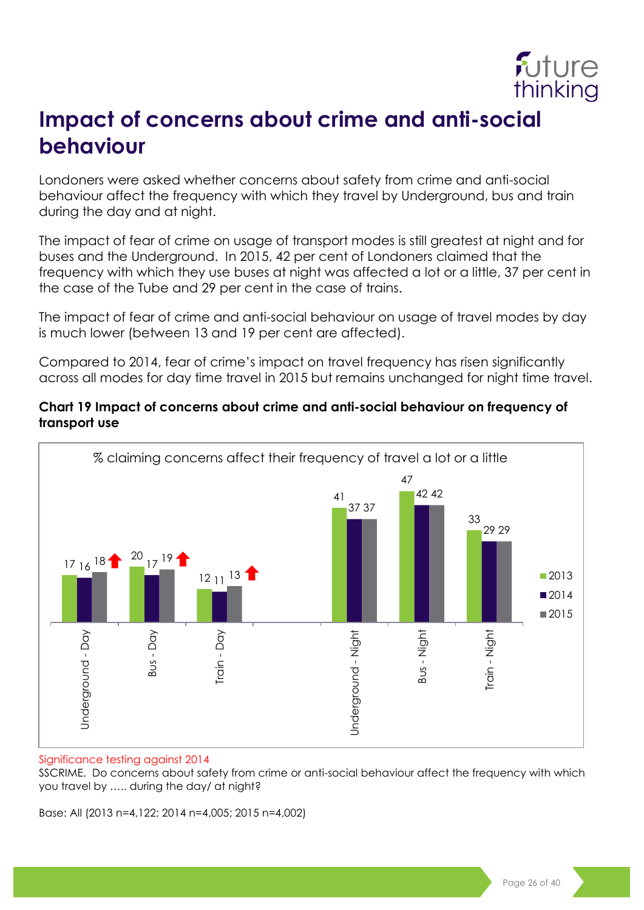# Impact of concerns about crime and anti-social behaviour

Londoners were asked whether concerns about safety from crime and anti-social behaviour affect the frequency with which they travel by Underground, bus and train during the day and at night.

The impact of fear of crime on usage of transport modes is still greatest at night and for buses and the Underground. In 2015, 42 per cent of Londoners claimed that the frequency with which they use buses at night was affected a lot or a little, 37 per cent in the case of the Tube and 29 per cent in the case of trains.

The impact of fear of crime and anti-social behaviour on usage of travel modes by day is much lower (between 13 and 19 per cent are affected).

Compared to 2014, fear of crime's impact on travel frequency has risen significantly across all modes for day time travel in 2015 but remains unchanged for night time travel.

**Chart 19 Impact of concerns about crime and anti-social behaviour on frequency of transport use**

% claiming concerns affect their frequency of travel a lot or a little

| | 2013 | 2014 | 2015 |
|---|---|---|---|
| Underground - Day | 17 | 16 | 18 ↑ |
| Bus - Day | 20 | 17 | 19 ↑ |
| Train - Day | 12 | 11 | 13 ↑ |
| Underground - Night | 41 | 37 | 37 |
| Bus - Night | 47 | 42 | 42 |
| Train - Night | 33 | 29 | 29 |

Significance testing against 2014

SSCRIME. Do concerns about safety from crime or anti-social behaviour affect the frequency with which you travel by ….. during the day/ at night?

Base: All (2013 n=4,122; 2014 n=4,005; 2015 n=4,002)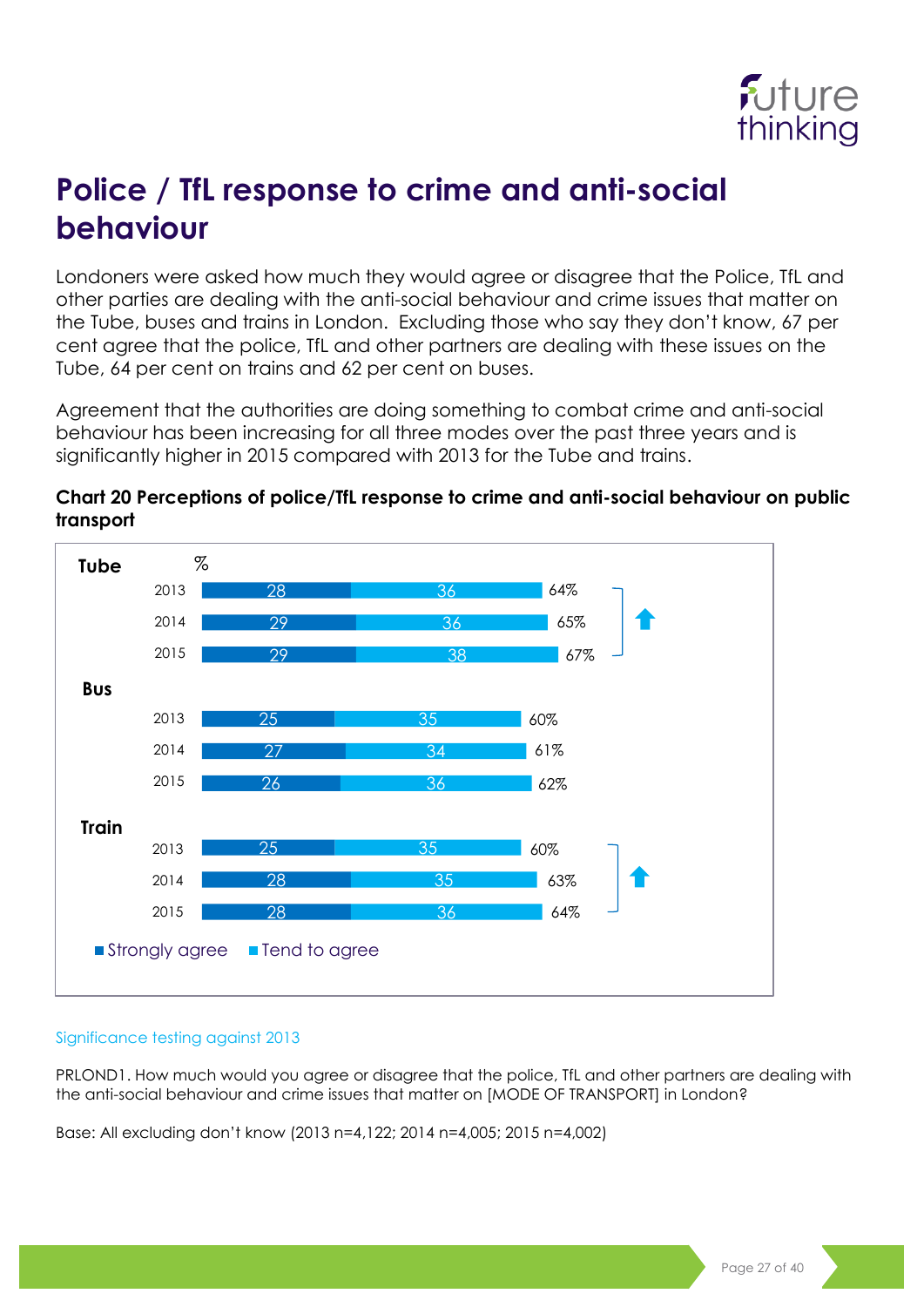# Police / TfL response to crime and anti-social behaviour

Londoners were asked how much they would agree or disagree that the Police, TfL and other parties are dealing with the anti-social behaviour and crime issues that matter on the Tube, buses and trains in London. Excluding those who say they don't know, 67 per cent agree that the police, TfL and other partners are dealing with these issues on the Tube, 64 per cent on trains and 62 per cent on buses.

Agreement that the authorities are doing something to combat crime and anti-social behaviour has been increasing for all three modes over the past three years and is significantly higher in 2015 compared with 2013 for the Tube and trains.

**Chart 20 Perceptions of police/TfL response to crime and anti-social behaviour on public transport**

| Mode | Year | Strongly agree (%) | Tend to agree (%) | Total |
|---|---|---|---|---|
| Tube | 2013 | 28 | 36 | 64% |
| | 2014 | 29 | 36 | 65% |
| | 2015 | 29 | 38 | 67% ↑ |
| Bus | 2013 | 25 | 35 | 60% |
| | 2014 | 27 | 34 | 61% |
| | 2015 | 26 | 36 | 62% |
| Train | 2013 | 25 | 35 | 60% |
| | 2014 | 28 | 35 | 63% |
| | 2015 | 28 | 36 | 64% ↑ |

Significance testing against 2013

PRLOND1. How much would you agree or disagree that the police, TfL and other partners are dealing with the anti-social behaviour and crime issues that matter on [MODE OF TRANSPORT] in London?

Base: All excluding don't know (2013 n=4,122; 2014 n=4,005; 2015 n=4,002)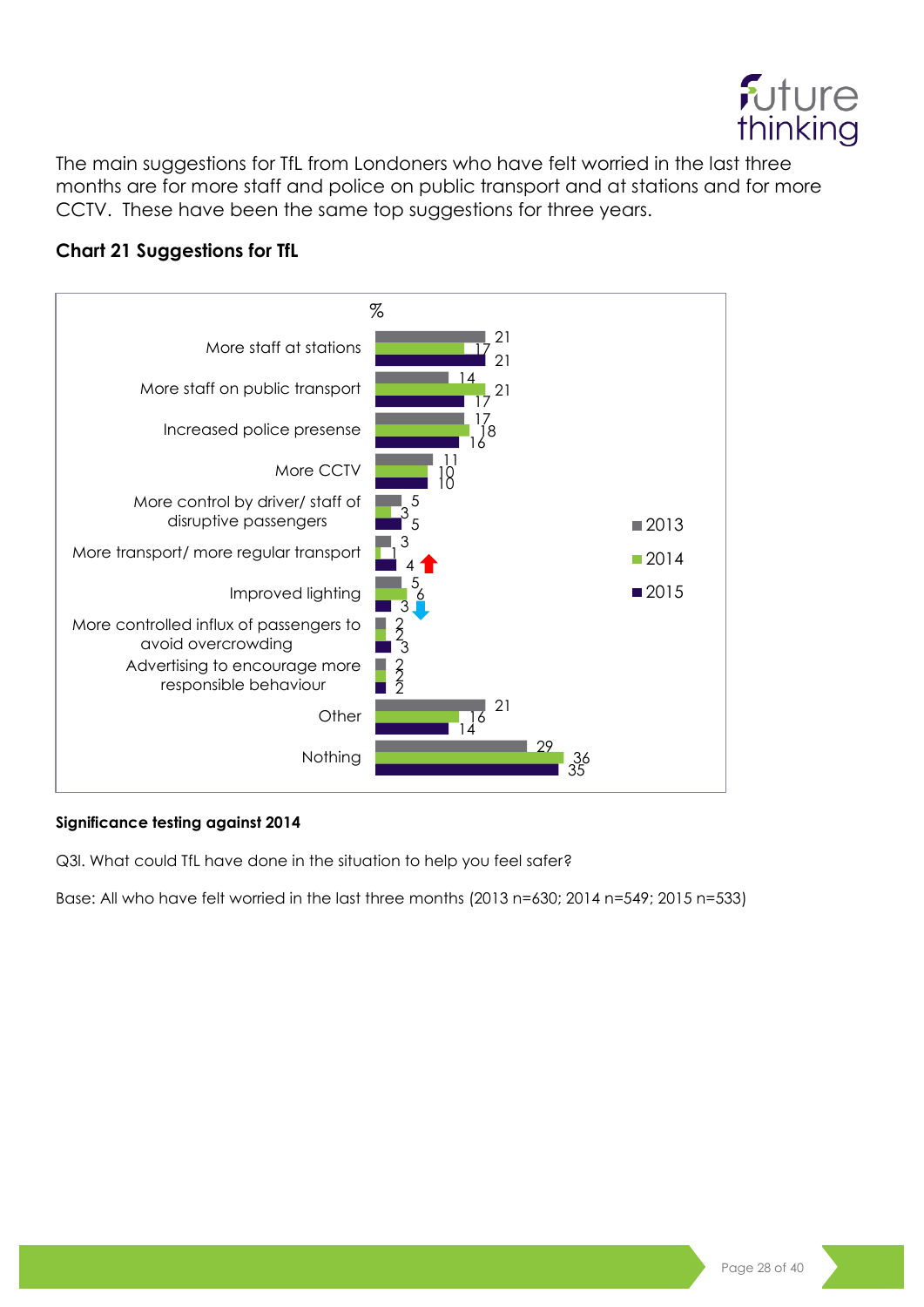The main suggestions for TfL from Londoners who have felt worried in the last three months are for more staff and police on public transport and at stations and for more CCTV. These have been the same top suggestions for three years.

### Chart 21 Suggestions for TfL

| % | 2013 | 2014 | 2015 |
|---|---|---|---|
| More staff at stations | 21 | 17 | 21 |
| More staff on public transport | 14 | 21 | 17 |
| Increased police presense | 17 | 18 | 16 |
| More CCTV | 11 | 10 | 10 |
| More control by driver/ staff of disruptive passengers | 5 | 3 | 5 |
| More transport/ more regular transport | 3 | 1 | 4 ↑ |
| Improved lighting | 5 | 6 | 3 ↓ |
| More controlled influx of passengers to avoid overcrowding | 2 | 2 | 3 |
| Advertising to encourage more responsible behaviour | 2 | 2 | 2 |
| Other | 21 | 16 | 14 |
| Nothing | 29 | 36 | 35 |

**Significance testing against 2014**

Q3I. What could TfL have done in the situation to help you feel safer?

Base: All who have felt worried in the last three months (2013 n=630; 2014 n=549; 2015 n=533)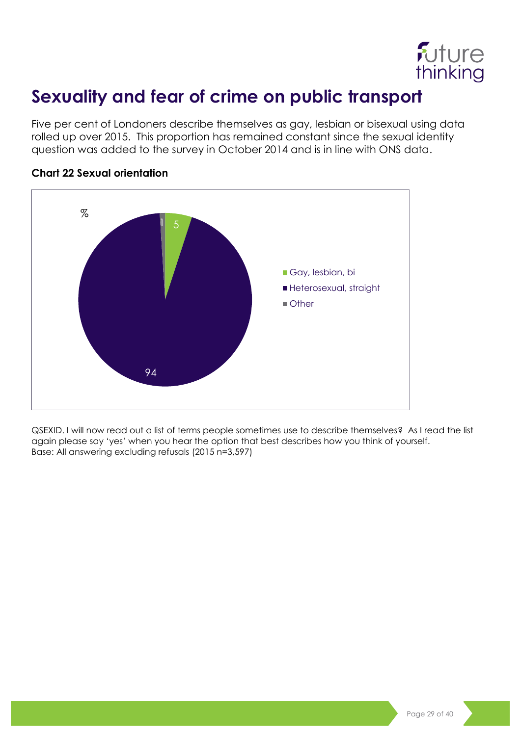# Sexuality and fear of crime on public transport

Five per cent of Londoners describe themselves as gay, lesbian or bisexual using data rolled up over 2015. This proportion has remained constant since the sexual identity question was added to the survey in October 2014 and is in line with ONS data.

### Chart 22 Sexual orientation

| % | |
|---|---|
| Gay, lesbian, bi | 5 |
| Heterosexual, straight | 94 |
| Other | 1 |

QSEXID. I will now read out a list of terms people sometimes use to describe themselves? As I read the list again please say 'yes' when you hear the option that best describes how you think of yourself.
Base: All answering excluding refusals (2015 n=3,597)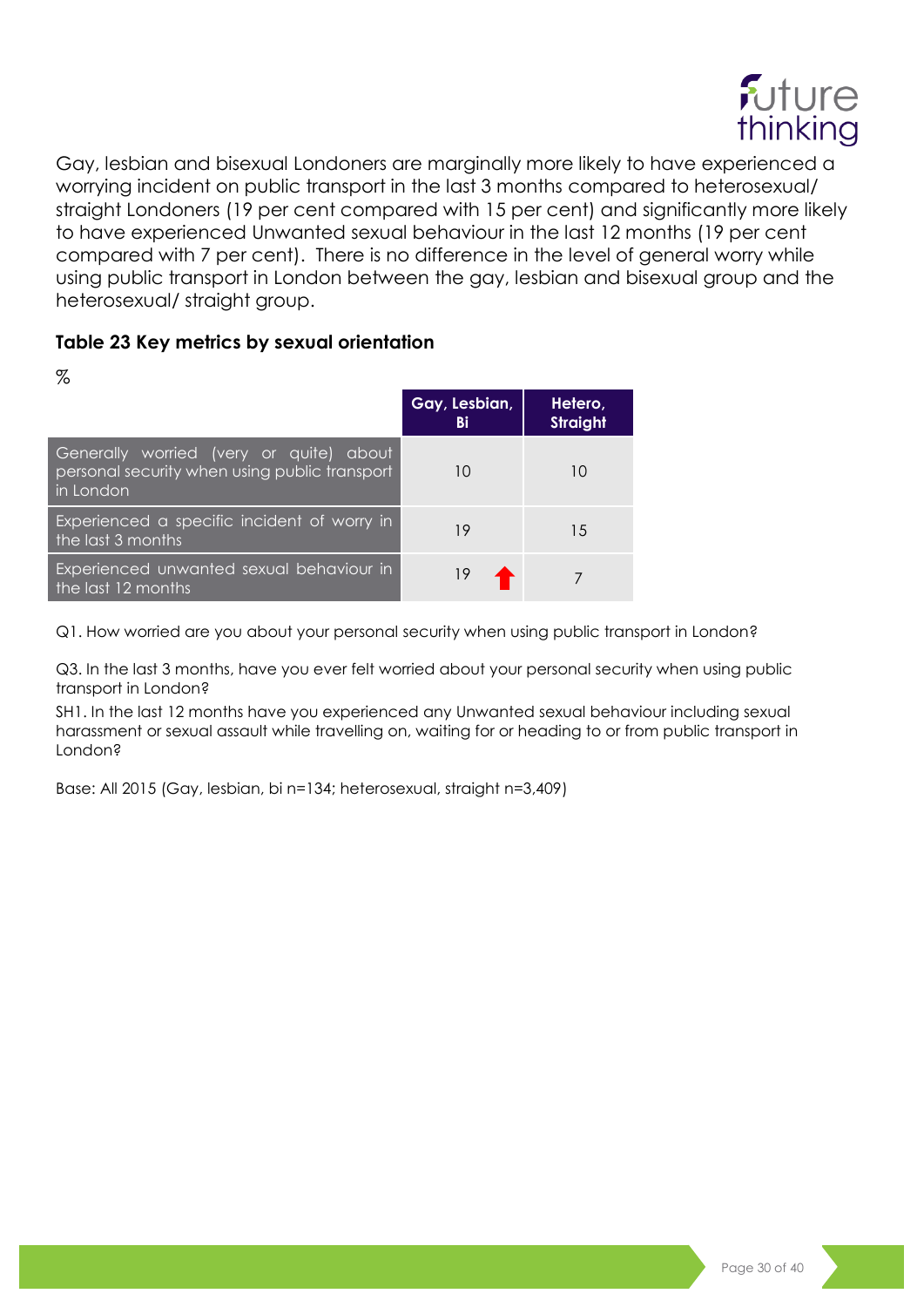Gay, lesbian and bisexual Londoners are marginally more likely to have experienced a worrying incident on public transport in the last 3 months compared to heterosexual/ straight Londoners (19 per cent compared with 15 per cent) and significantly more likely to have experienced Unwanted sexual behaviour in the last 12 months (19 per cent compared with 7 per cent). There is no difference in the level of general worry while using public transport in London between the gay, lesbian and bisexual group and the heterosexual/ straight group.

### Table 23 Key metrics by sexual orientation

%

| | Gay, Lesbian, Bi | Hetero, Straight |
|---|---|---|
| Generally worried (very or quite) about personal security when using public transport in London | 10 | 10 |
| Experienced a specific incident of worry in the last 3 months | 19 | 15 |
| Experienced unwanted sexual behaviour in the last 12 months | 19 ↑ | 7 |

Q1. How worried are you about your personal security when using public transport in London?

Q3. In the last 3 months, have you ever felt worried about your personal security when using public transport in London?

SH1. In the last 12 months have you experienced any Unwanted sexual behaviour including sexual harassment or sexual assault while travelling on, waiting for or heading to or from public transport in London?

Base: All 2015 (Gay, lesbian, bi n=134; heterosexual, straight n=3,409)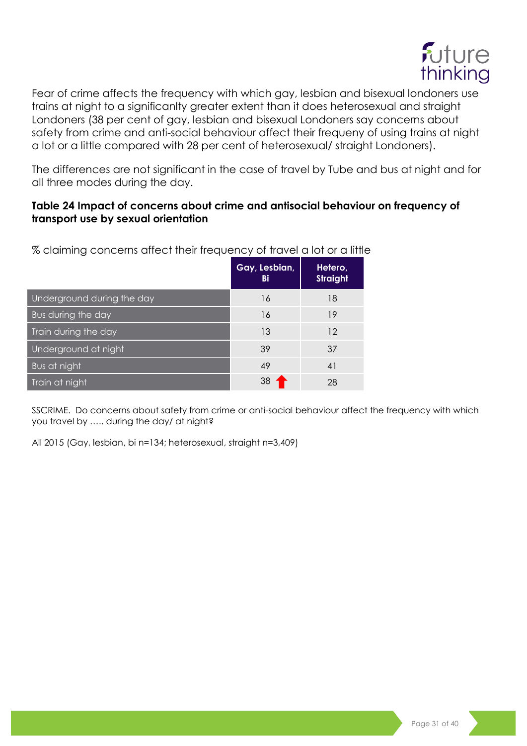Fear of crime affects the frequency with which gay, lesbian and bisexual londoners use trains at night to a significanlty greater extent than it does heterosexual and straight Londoners (38 per cent of gay, lesbian and bisexual Londoners say concerns about safety from crime and anti-social behaviour affect their frequeny of using trains at night a lot or a little compared with 28 per cent of heterosexual/ straight Londoners).

The differences are not significant in the case of travel by Tube and bus at night and for all three modes during the day.

**Table 24 Impact of concerns about crime and antisocial behaviour on frequency of transport use by sexual orientation**

% claiming concerns affect their frequency of travel a lot or a little

| | Gay, Lesbian, Bi | Hetero, Straight |
|---|---|---|
| Underground during the day | 16 | 18 |
| Bus during the day | 16 | 19 |
| Train during the day | 13 | 12 |
| Underground at night | 39 | 37 |
| Bus at night | 49 | 41 |
| Train at night | 38 ↑ | 28 |

SSCRIME. Do concerns about safety from crime or anti-social behaviour affect the frequency with which you travel by ….. during the day/ at night?

All 2015 (Gay, lesbian, bi n=134; heterosexual, straight n=3,409)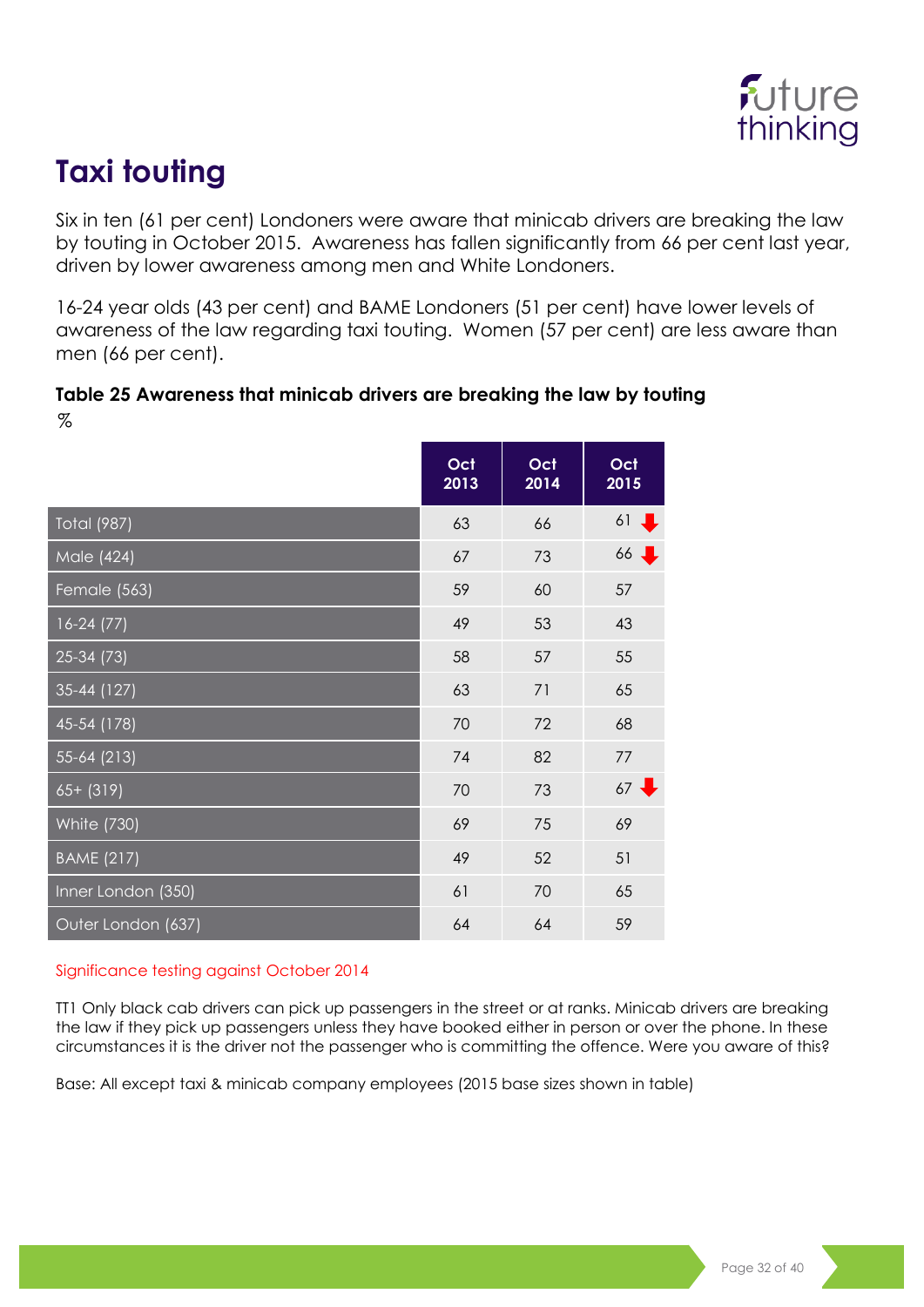# Taxi touting

Six in ten (61 per cent) Londoners were aware that minicab drivers are breaking the law by touting in October 2015. Awareness has fallen significantly from 66 per cent last year, driven by lower awareness among men and White Londoners.

16-24 year olds (43 per cent) and BAME Londoners (51 per cent) have lower levels of awareness of the law regarding taxi touting. Women (57 per cent) are less aware than men (66 per cent).

**Table 25 Awareness that minicab drivers are breaking the law by touting**

%

| | Oct 2013 | Oct 2014 | Oct 2015 |
|---|---|---|---|
| Total (987) | 63 | 66 | 61 ↓ |
| Male (424) | 67 | 73 | 66 ↓ |
| Female (563) | 59 | 60 | 57 |
| 16-24 (77) | 49 | 53 | 43 |
| 25-34 (73) | 58 | 57 | 55 |
| 35-44 (127) | 63 | 71 | 65 |
| 45-54 (178) | 70 | 72 | 68 |
| 55-64 (213) | 74 | 82 | 77 |
| 65+ (319) | 70 | 73 | 67 ↓ |
| White (730) | 69 | 75 | 69 |
| BAME (217) | 49 | 52 | 51 |
| Inner London (350) | 61 | 70 | 65 |
| Outer London (637) | 64 | 64 | 59 |

Significance testing against October 2014

TT1 Only black cab drivers can pick up passengers in the street or at ranks. Minicab drivers are breaking the law if they pick up passengers unless they have booked either in person or over the phone. In these circumstances it is the driver not the passenger who is committing the offence. Were you aware of this?

Base: All except taxi & minicab company employees (2015 base sizes shown in table)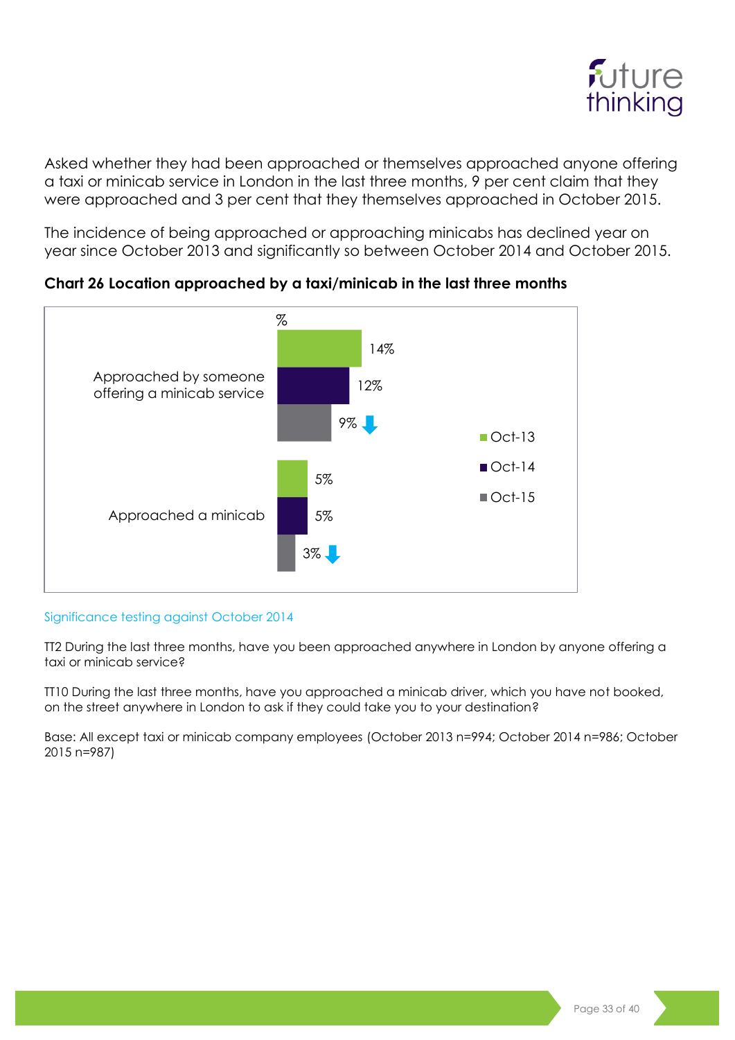Asked whether they had been approached or themselves approached anyone offering a taxi or minicab service in London in the last three months, 9 per cent claim that they were approached and 3 per cent that they themselves approached in October 2015.

The incidence of being approached or approaching minicabs has declined year on year since October 2013 and significantly so between October 2014 and October 2015.

**Chart 26 Location approached by a taxi/minicab in the last three months**

| % | Oct-13 | Oct-14 | Oct-15 |
|---|---|---|---|
| Approached by someone offering a minicab service | 14% | 12% | 9% ↓ |
| Approached a minicab | 5% | 5% | 3% ↓ |

Significance testing against October 2014

TT2 During the last three months, have you been approached anywhere in London by anyone offering a taxi or minicab service?

TT10 During the last three months, have you approached a minicab driver, which you have not booked, on the street anywhere in London to ask if they could take you to your destination?

Base: All except taxi or minicab company employees (October 2013 n=994; October 2014 n=986; October 2015 n=987)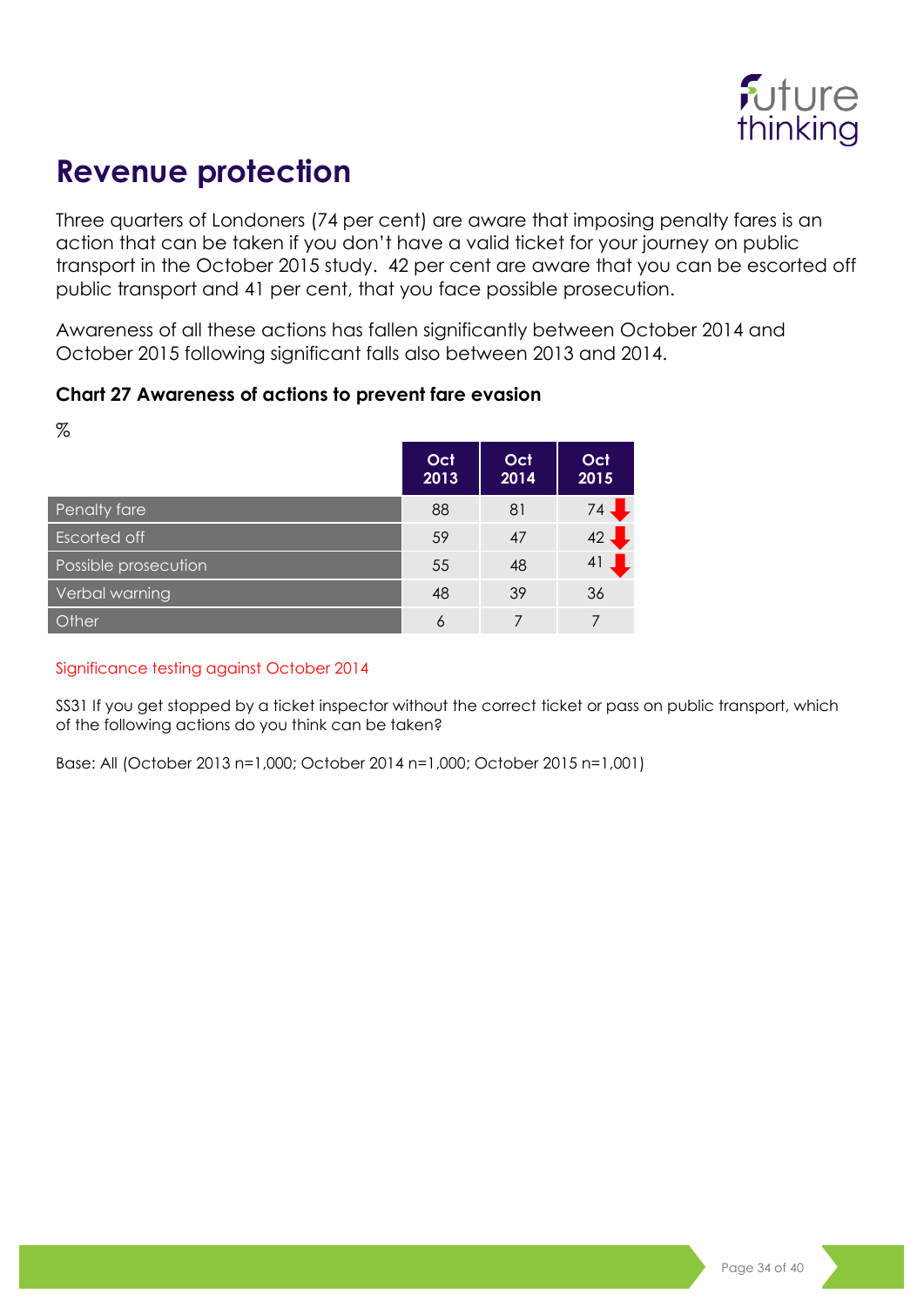# Revenue protection

Three quarters of Londoners (74 per cent) are aware that imposing penalty fares is an action that can be taken if you don't have a valid ticket for your journey on public transport in the October 2015 study. 42 per cent are aware that you can be escorted off public transport and 41 per cent, that you face possible prosecution.

Awareness of all these actions has fallen significantly between October 2014 and October 2015 following significant falls also between 2013 and 2014.

**Chart 27 Awareness of actions to prevent fare evasion**

%

| | Oct 2013 | Oct 2014 | Oct 2015 |
|---|---|---|---|
| Penalty fare | 88 | 81 | 74 ↓ |
| Escorted off | 59 | 47 | 42 ↓ |
| Possible prosecution | 55 | 48 | 41 ↓ |
| Verbal warning | 48 | 39 | 36 |
| Other | 6 | 7 | 7 |

Significance testing against October 2014

SS31 If you get stopped by a ticket inspector without the correct ticket or pass on public transport, which of the following actions do you think can be taken?

Base: All (October 2013 n=1,000; October 2014 n=1,000; October 2015 n=1,001)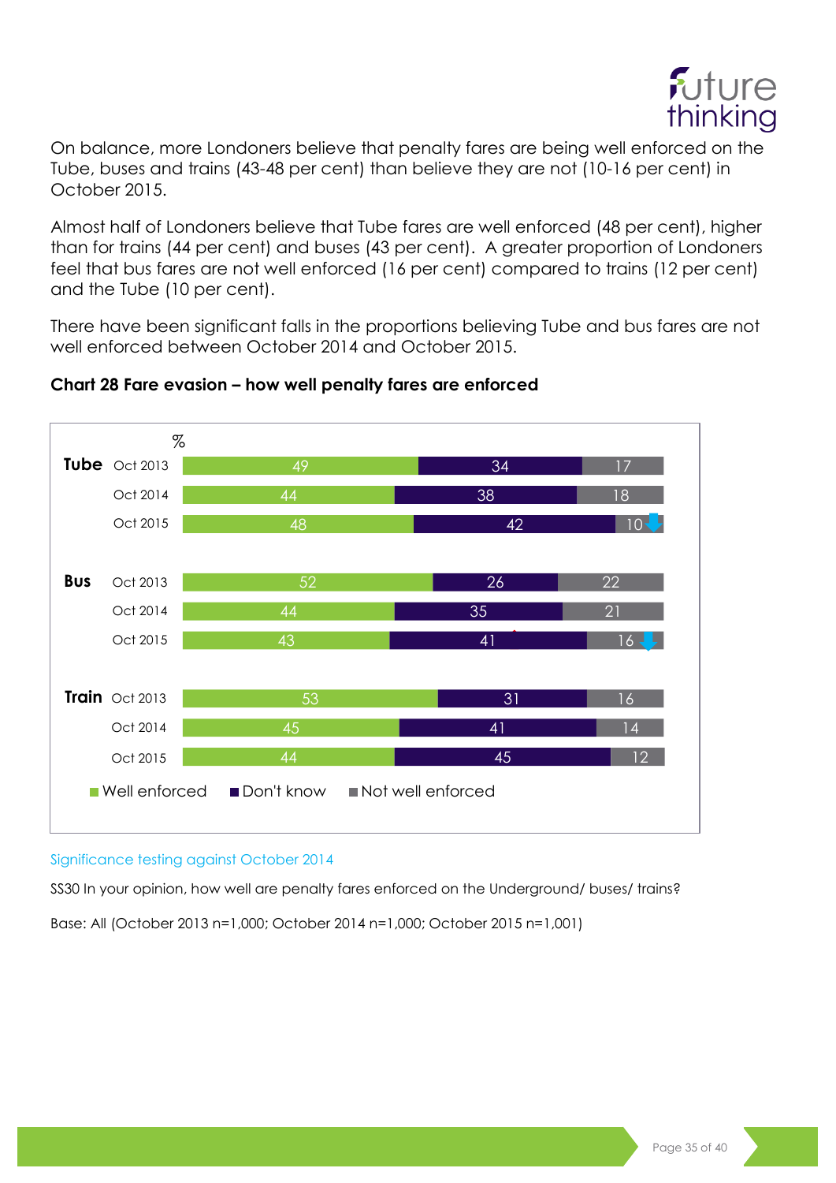On balance, more Londoners believe that penalty fares are being well enforced on the Tube, buses and trains (43-48 per cent) than believe they are not (10-16 per cent) in October 2015.

Almost half of Londoners believe that Tube fares are well enforced (48 per cent), higher than for trains (44 per cent) and buses (43 per cent). A greater proportion of Londoners feel that bus fares are not well enforced (16 per cent) compared to trains (12 per cent) and the Tube (10 per cent).

There have been significant falls in the proportions believing Tube and bus fares are not well enforced between October 2014 and October 2015.

**Chart 28 Fare evasion – how well penalty fares are enforced**

| % | | Well enforced | Don't know | Not well enforced |
|---|---|---|---|---|
| Tube | Oct 2013 | 49 | 34 | 17 |
| | Oct 2014 | 44 | 38 | 18 |
| | Oct 2015 | 48 | 42 | 10 ↓ |
| Bus | Oct 2013 | 52 | 26 | 22 |
| | Oct 2014 | 44 | 35 | 21 |
| | Oct 2015 | 43 | 41 | 16 ↓ |
| Train | Oct 2013 | 53 | 31 | 16 |
| | Oct 2014 | 45 | 41 | 14 |
| | Oct 2015 | 44 | 45 | 12 |

Significance testing against October 2014

SS30 In your opinion, how well are penalty fares enforced on the Underground/ buses/ trains?

Base: All (October 2013 n=1,000; October 2014 n=1,000; October 2015 n=1,001)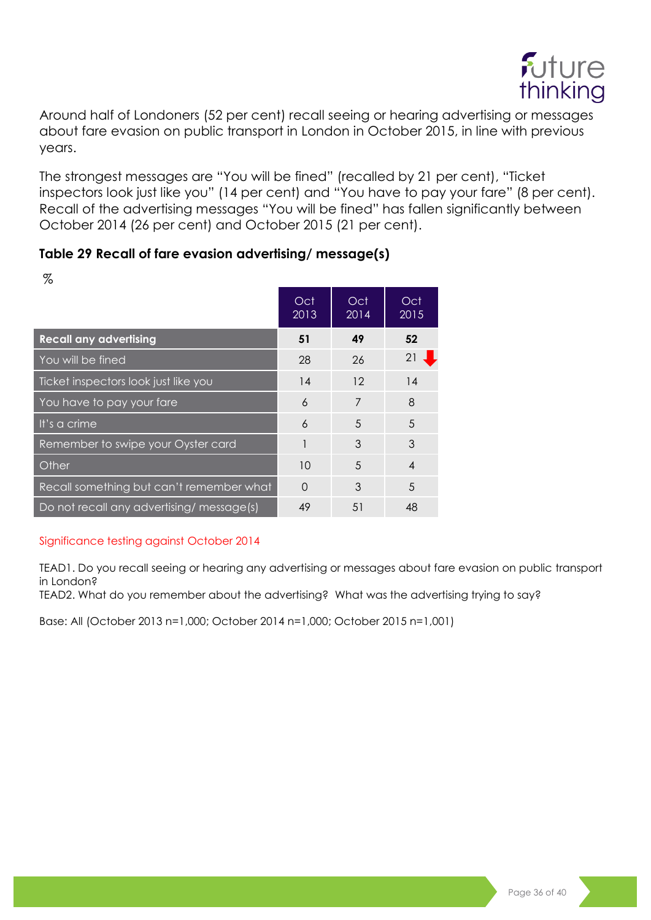Around half of Londoners (52 per cent) recall seeing or hearing advertising or messages about fare evasion on public transport in London in October 2015, in line with previous years.

The strongest messages are “You will be fined” (recalled by 21 per cent), “Ticket inspectors look just like you” (14 per cent) and “You have to pay your fare” (8 per cent). Recall of the advertising messages “You will be fined” has fallen significantly between October 2014 (26 per cent) and October 2015 (21 per cent).

### Table 29 Recall of fare evasion advertising/ message(s)

%

| | Oct 2013 | Oct 2014 | Oct 2015 |
|---|---|---|---|
| **Recall any advertising** | **51** | **49** | **52** |
| You will be fined | 28 | 26 | 21 ↓ |
| Ticket inspectors look just like you | 14 | 12 | 14 |
| You have to pay your fare | 6 | 7 | 8 |
| It’s a crime | 6 | 5 | 5 |
| Remember to swipe your Oyster card | 1 | 3 | 3 |
| Other | 10 | 5 | 4 |
| Recall something but can’t remember what | 0 | 3 | 5 |
| Do not recall any advertising/ message(s) | 49 | 51 | 48 |

Significance testing against October 2014

TEAD1. Do you recall seeing or hearing any advertising or messages about fare evasion on public transport in London?
TEAD2. What do you remember about the advertising? What was the advertising trying to say?

Base: All (October 2013 n=1,000; October 2014 n=1,000; October 2015 n=1,001)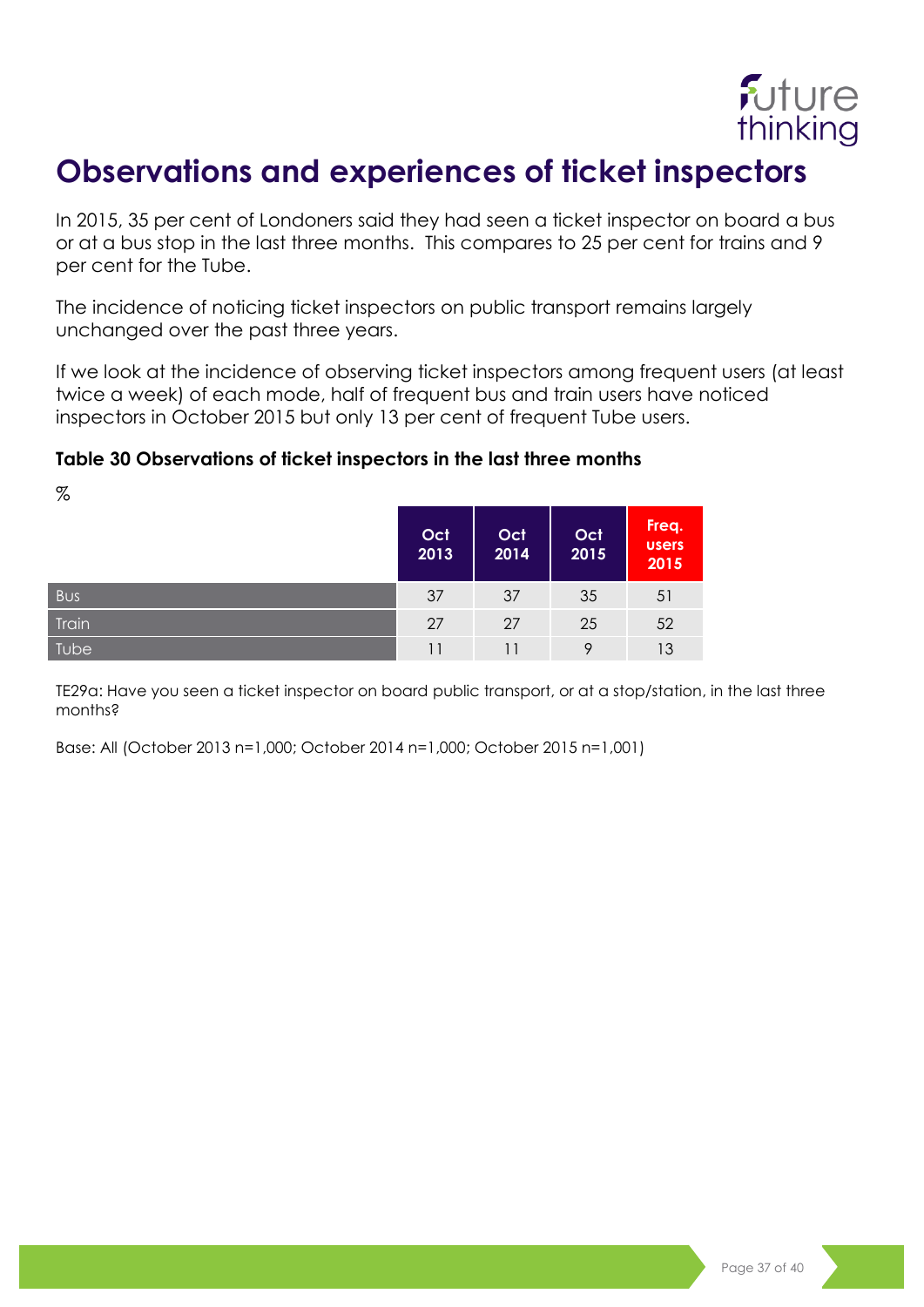# Observations and experiences of ticket inspectors

In 2015, 35 per cent of Londoners said they had seen a ticket inspector on board a bus or at a bus stop in the last three months. This compares to 25 per cent for trains and 9 per cent for the Tube.

The incidence of noticing ticket inspectors on public transport remains largely unchanged over the past three years.

If we look at the incidence of observing ticket inspectors among frequent users (at least twice a week) of each mode, half of frequent bus and train users have noticed inspectors in October 2015 but only 13 per cent of frequent Tube users.

### Table 30 Observations of ticket inspectors in the last three months

%

| | Oct 2013 | Oct 2014 | Oct 2015 | Freq. users 2015 |
|---|---|---|---|---|
| Bus | 37 | 37 | 35 | 51 |
| Train | 27 | 27 | 25 | 52 |
| Tube | 11 | 11 | 9 | 13 |

TE29a: Have you seen a ticket inspector on board public transport, or at a stop/station, in the last three months?

Base: All (October 2013 n=1,000; October 2014 n=1,000; October 2015 n=1,001)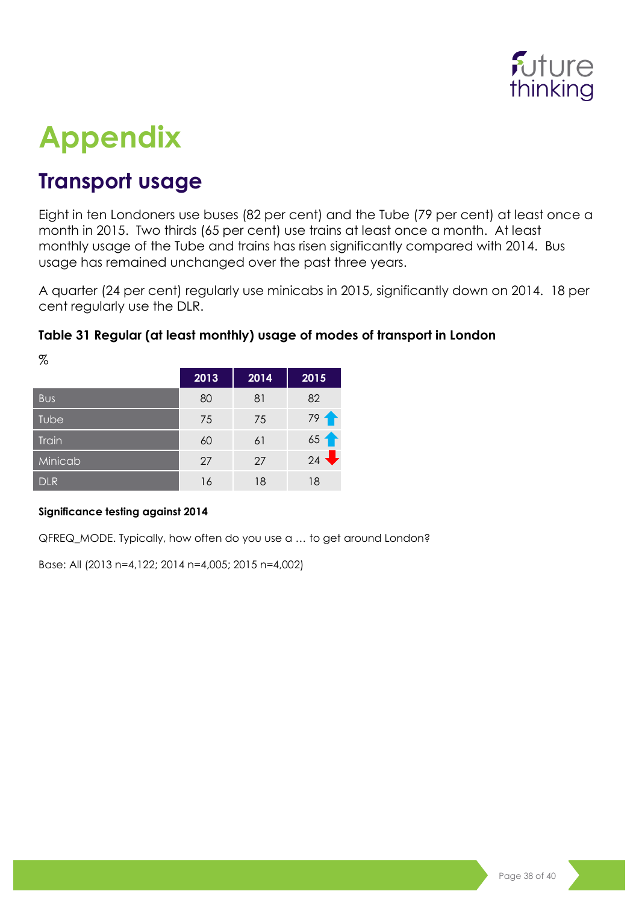# Appendix

## Transport usage

Eight in ten Londoners use buses (82 per cent) and the Tube (79 per cent) at least once a month in 2015. Two thirds (65 per cent) use trains at least once a month. At least monthly usage of the Tube and trains has risen significantly compared with 2014. Bus usage has remained unchanged over the past three years.

A quarter (24 per cent) regularly use minicabs in 2015, significantly down on 2014. 18 per cent regularly use the DLR.

### Table 31 Regular (at least monthly) usage of modes of transport in London

%

| | 2013 | 2014 | 2015 |
|---|---|---|---|
| Bus | 80 | 81 | 82 |
| Tube | 75 | 75 | 79 ↑ |
| Train | 60 | 61 | 65 ↑ |
| Minicab | 27 | 27 | 24 ↓ |
| DLR | 16 | 18 | 18 |

**Significance testing against 2014**

QFREQ_MODE. Typically, how often do you use a … to get around London?

Base: All (2013 n=4,122; 2014 n=4,005; 2015 n=4,002)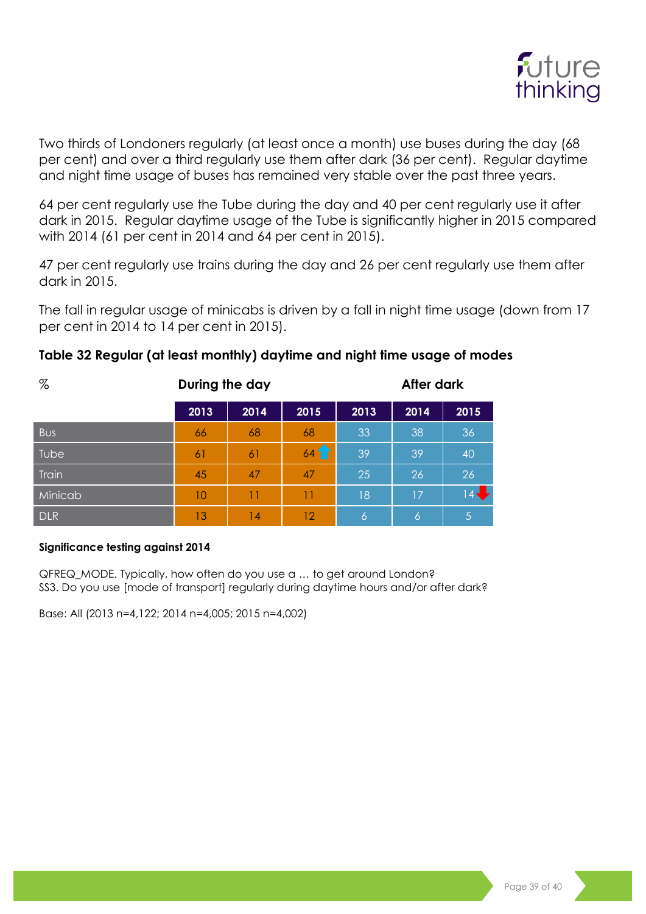Two thirds of Londoners regularly (at least once a month) use buses during the day (68 per cent) and over a third regularly use them after dark (36 per cent). Regular daytime and night time usage of buses has remained very stable over the past three years.

64 per cent regularly use the Tube during the day and 40 per cent regularly use it after dark in 2015. Regular daytime usage of the Tube is significantly higher in 2015 compared with 2014 (61 per cent in 2014 and 64 per cent in 2015).

47 per cent regularly use trains during the day and 26 per cent regularly use them after dark in 2015.

The fall in regular usage of minicabs is driven by a fall in night time usage (down from 17 per cent in 2014 to 14 per cent in 2015).

**Table 32 Regular (at least monthly) daytime and night time usage of modes**

| % | During the day | | | After dark | | |
|---|---|---|---|---|---|---|
| | 2013 | 2014 | 2015 | 2013 | 2014 | 2015 |
| Bus | 66 | 68 | 68 | 33 | 38 | 36 |
| Tube | 61 | 61 | 64 ↑ | 39 | 39 | 40 |
| Train | 45 | 47 | 47 | 25 | 26 | 26 |
| Minicab | 10 | 11 | 11 | 18 | 17 | 14 ↓ |
| DLR | 13 | 14 | 12 | 6 | 6 | 5 |

**Significance testing against 2014**

QFREQ_MODE. Typically, how often do you use a … to get around London?
SS3. Do you use [mode of transport] regularly during daytime hours and/or after dark?

Base: All (2013 n=4,122; 2014 n=4,005; 2015 n=4,002)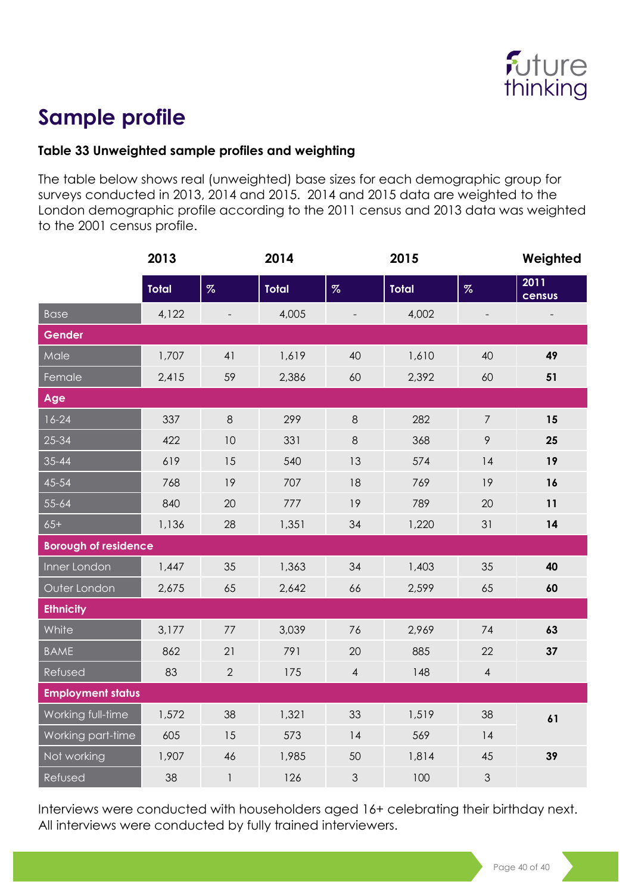## Sample profile

**Table 33 Unweighted sample profiles and weighting**

The table below shows real (unweighted) base sizes for each demographic group for surveys conducted in 2013, 2014 and 2015. 2014 and 2015 data are weighted to the London demographic profile according to the 2011 census and 2013 data was weighted to the 2001 census profile.

| | 2013 | | 2014 | | 2015 | | Weighted |
|---|---|---|---|---|---|---|---|
| | Total | % | Total | % | Total | % | 2011 census |
| Base | 4,122 | - | 4,005 | - | 4,002 | - | - |
| **Gender** | | | | | | | |
| Male | 1,707 | 41 | 1,619 | 40 | 1,610 | 40 | **49** |
| Female | 2,415 | 59 | 2,386 | 60 | 2,392 | 60 | **51** |
| **Age** | | | | | | | |
| 16-24 | 337 | 8 | 299 | 8 | 282 | 7 | **15** |
| 25-34 | 422 | 10 | 331 | 8 | 368 | 9 | **25** |
| 35-44 | 619 | 15 | 540 | 13 | 574 | 14 | **19** |
| 45-54 | 768 | 19 | 707 | 18 | 769 | 19 | **16** |
| 55-64 | 840 | 20 | 777 | 19 | 789 | 20 | **11** |
| 65+ | 1,136 | 28 | 1,351 | 34 | 1,220 | 31 | **14** |
| **Borough of residence** | | | | | | | |
| Inner London | 1,447 | 35 | 1,363 | 34 | 1,403 | 35 | **40** |
| Outer London | 2,675 | 65 | 2,642 | 66 | 2,599 | 65 | **60** |
| **Ethnicity** | | | | | | | |
| White | 3,177 | 77 | 3,039 | 76 | 2,969 | 74 | **63** |
| BAME | 862 | 21 | 791 | 20 | 885 | 22 | **37** |
| Refused | 83 | 2 | 175 | 4 | 148 | 4 | |
| **Employment status** | | | | | | | |
| Working full-time | 1,572 | 38 | 1,321 | 33 | 1,519 | 38 | **61** |
| Working part-time | 605 | 15 | 573 | 14 | 569 | 14 | |
| Not working | 1,907 | 46 | 1,985 | 50 | 1,814 | 45 | **39** |
| Refused | 38 | 1 | 126 | 3 | 100 | 3 | |

Interviews were conducted with householders aged 16+ celebrating their birthday next. All interviews were conducted by fully trained interviewers.